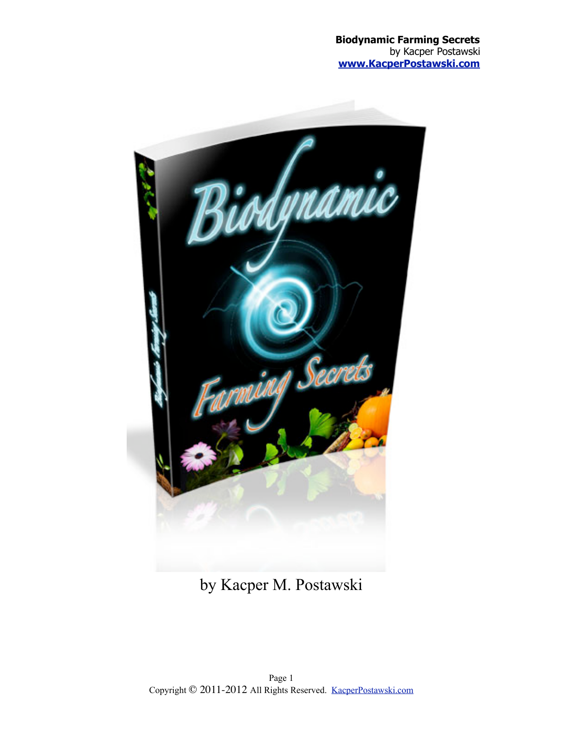# Biodynamic Farming Secrets

by Kacper M. Postawski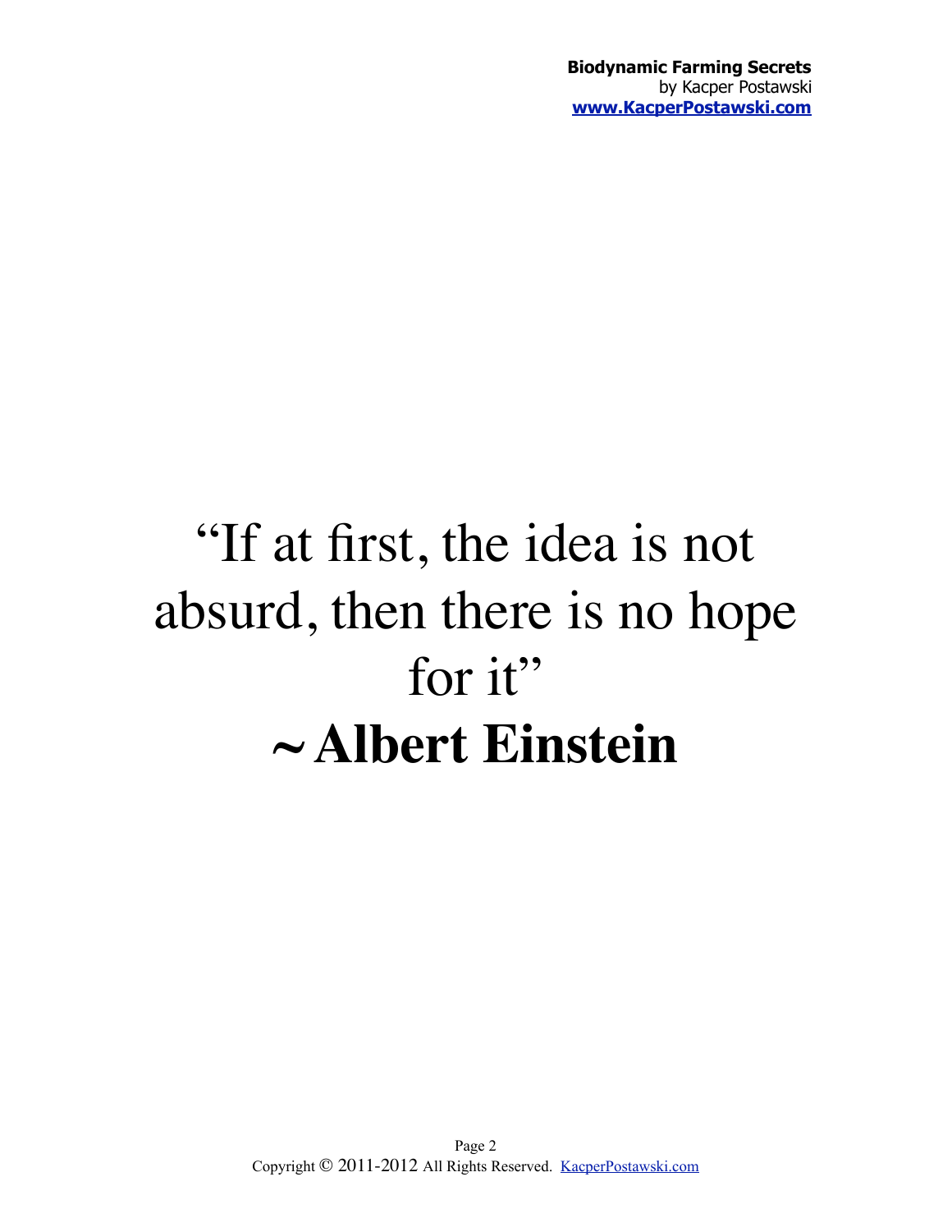"If at first, the idea is not absurd, then there is no hope for it"

**~ Albert Einstein**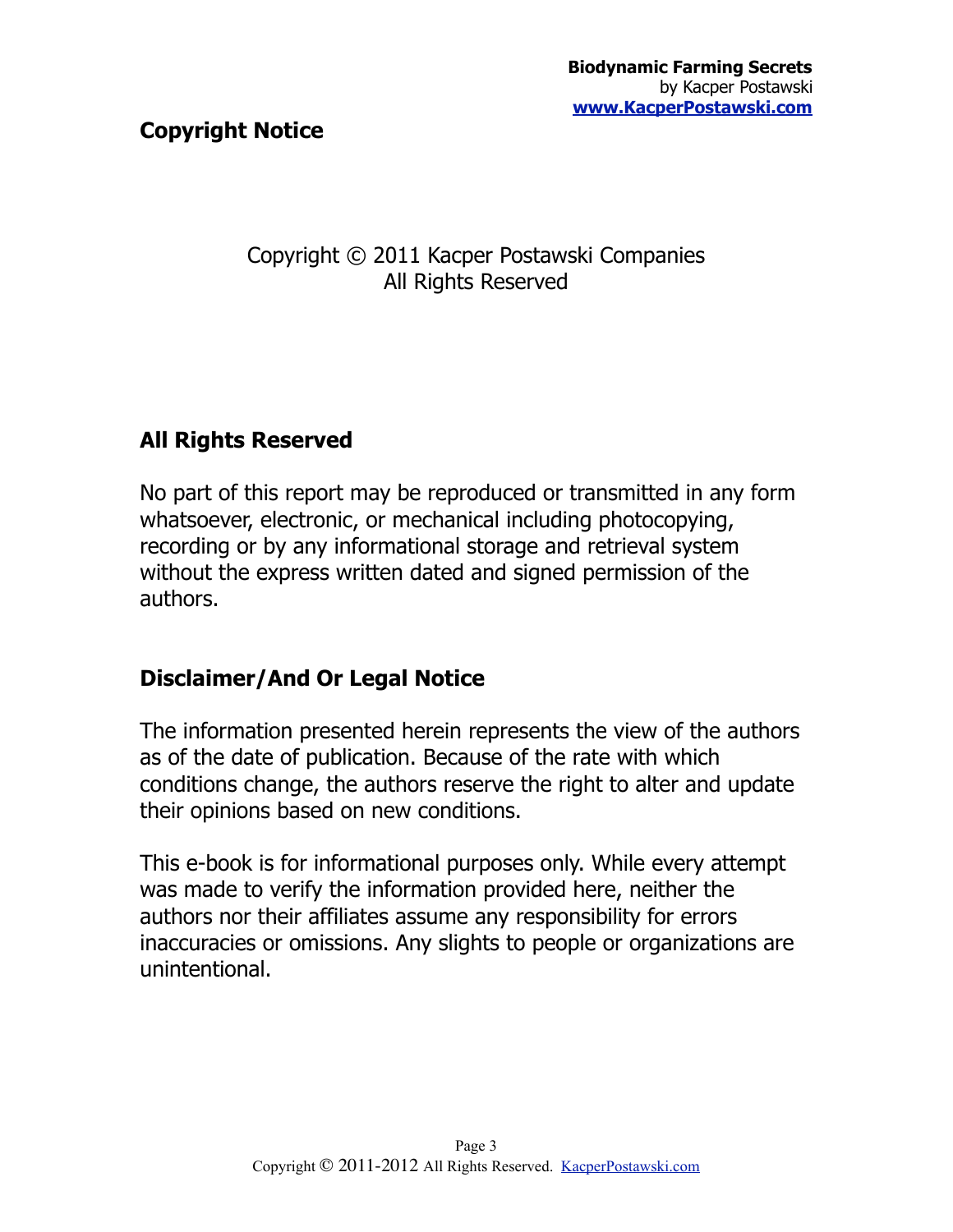## Copyright Notice

Copyright © 2011 Kacper Postawski Companies
All Rights Reserved

### All Rights Reserved

No part of this report may be reproduced or transmitted in any form whatsoever, electronic, or mechanical including photocopying, recording or by any informational storage and retrieval system without the express written dated and signed permission of the authors.

### Disclaimer/And Or Legal Notice

The information presented herein represents the view of the authors as of the date of publication. Because of the rate with which conditions change, the authors reserve the right to alter and update their opinions based on new conditions.

This e-book is for informational purposes only. While every attempt was made to verify the information provided here, neither the authors nor their affiliates assume any responsibility for errors inaccuracies or omissions. Any slights to people or organizations are unintentional.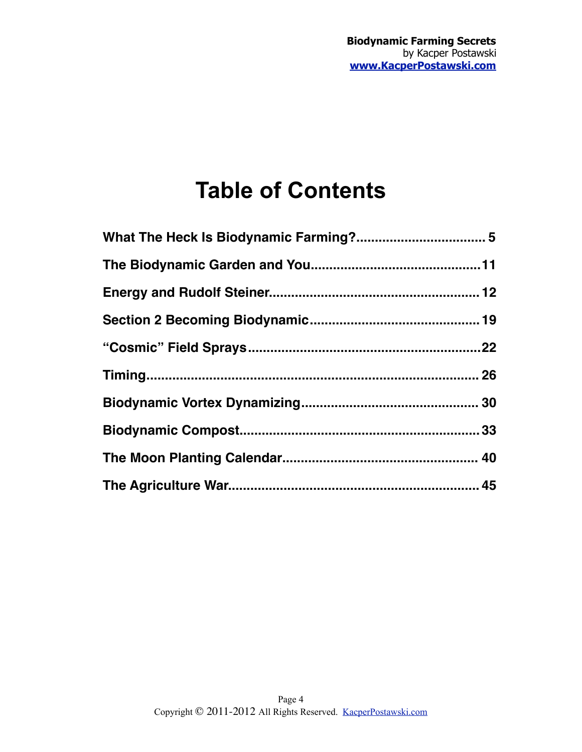# Table of Contents

What The Heck Is Biodynamic Farming?.................................. 5

The Biodynamic Garden and You.............................................11

Energy and Rudolf Steiner......................................................... 12

Section 2 Becoming Biodynamic..............................................19

"Cosmic" Field Sprays...............................................................22

Timing.......................................................................................... 26

Biodynamic Vortex Dynamizing................................................ 30

Biodynamic Compost.................................................................33

The Moon Planting Calendar.................................................... 40

The Agriculture War................................................................... 45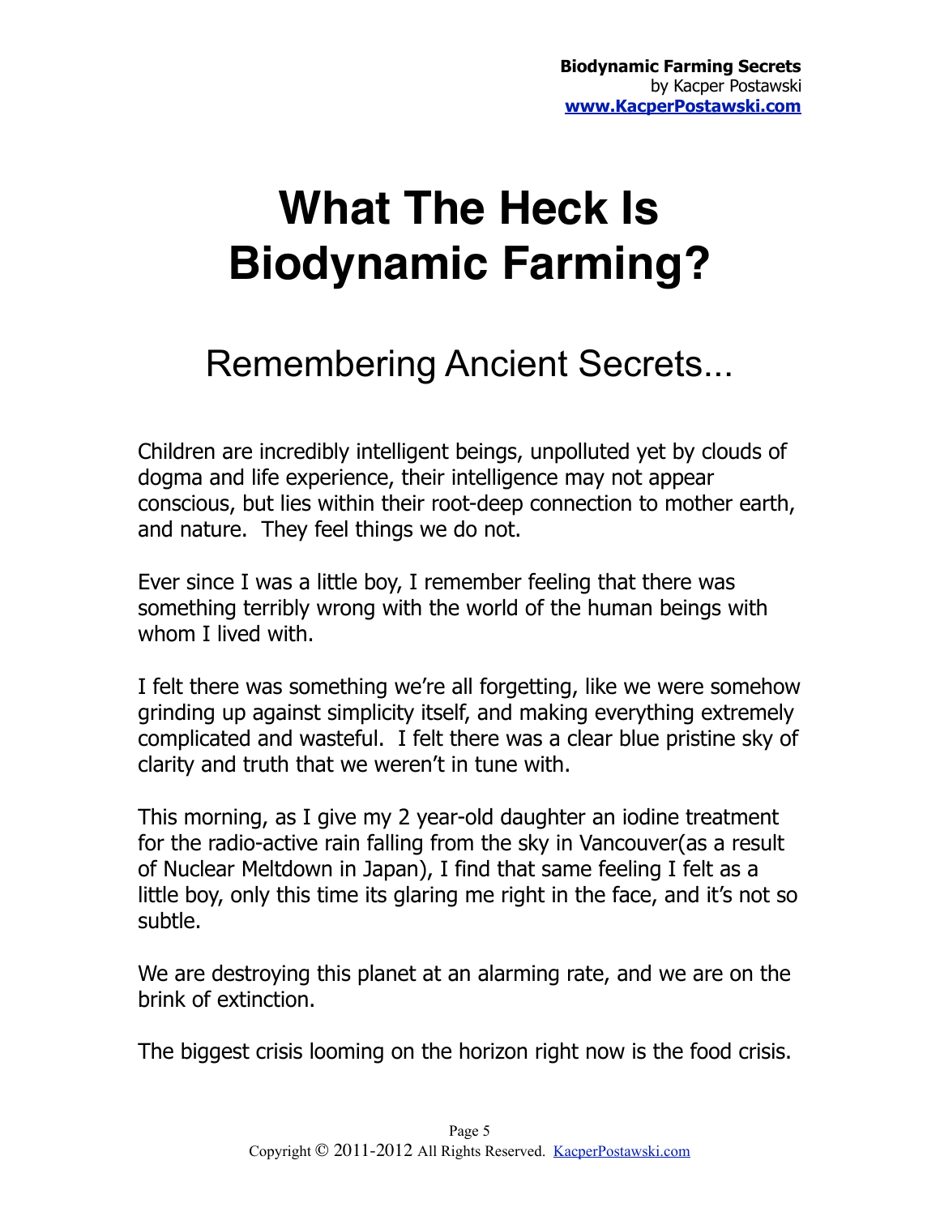# What The Heck Is Biodynamic Farming?

## Remembering Ancient Secrets...

Children are incredibly intelligent beings, unpolluted yet by clouds of dogma and life experience, their intelligence may not appear conscious, but lies within their root-deep connection to mother earth, and nature. They feel things we do not.

Ever since I was a little boy, I remember feeling that there was something terribly wrong with the world of the human beings with whom I lived with.

I felt there was something we're all forgetting, like we were somehow grinding up against simplicity itself, and making everything extremely complicated and wasteful. I felt there was a clear blue pristine sky of clarity and truth that we weren't in tune with.

This morning, as I give my 2 year-old daughter an iodine treatment for the radio-active rain falling from the sky in Vancouver(as a result of Nuclear Meltdown in Japan), I find that same feeling I felt as a little boy, only this time its glaring me right in the face, and it's not so subtle.

We are destroying this planet at an alarming rate, and we are on the brink of extinction.

The biggest crisis looming on the horizon right now is the food crisis.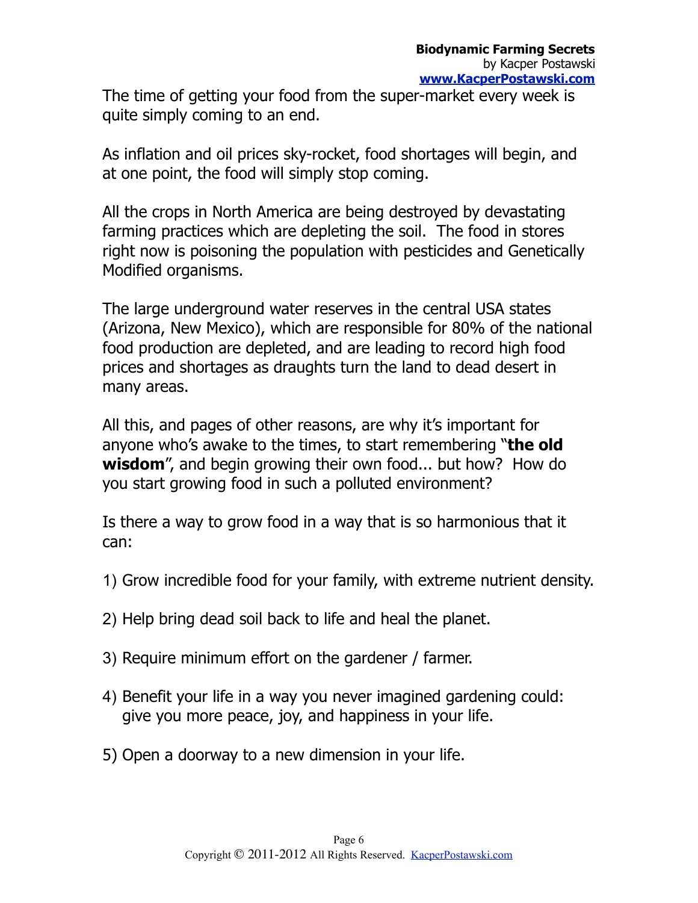The time of getting your food from the super-market every week is quite simply coming to an end.

As inflation and oil prices sky-rocket, food shortages will begin, and at one point, the food will simply stop coming.

All the crops in North America are being destroyed by devastating farming practices which are depleting the soil. The food in stores right now is poisoning the population with pesticides and Genetically Modified organisms.

The large underground water reserves in the central USA states (Arizona, New Mexico), which are responsible for 80% of the national food production are depleted, and are leading to record high food prices and shortages as draughts turn the land to dead desert in many areas.

All this, and pages of other reasons, are why it's important for anyone who's awake to the times, to start remembering "**the old wisdom**", and begin growing their own food... but how? How do you start growing food in such a polluted environment?

Is there a way to grow food in a way that is so harmonious that it can:

1) Grow incredible food for your family, with extreme nutrient density.

2) Help bring dead soil back to life and heal the planet.

3) Require minimum effort on the gardener / farmer.

4) Benefit your life in a way you never imagined gardening could: give you more peace, joy, and happiness in your life.

5) Open a doorway to a new dimension in your life.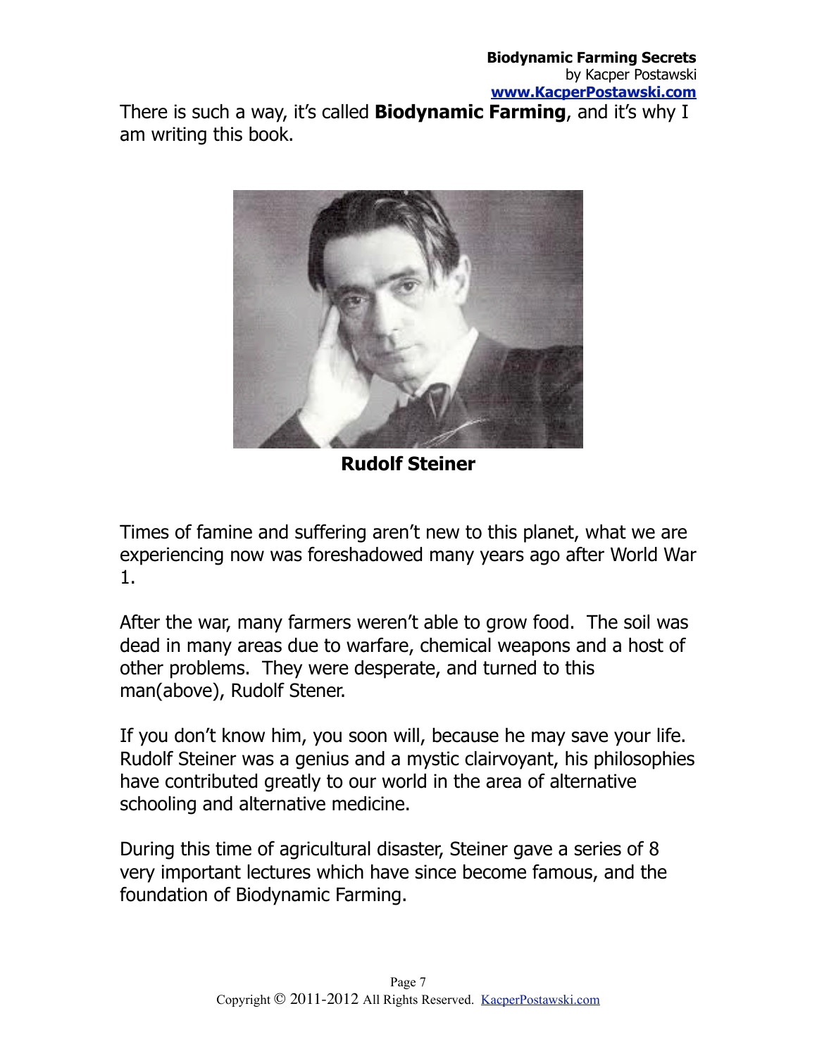There is such a way, it's called **Biodynamic Farming**, and it's why I am writing this book.

**Rudolf Steiner**

Times of famine and suffering aren't new to this planet, what we are experiencing now was foreshadowed many years ago after World War 1.

After the war, many farmers weren't able to grow food. The soil was dead in many areas due to warfare, chemical weapons and a host of other problems. They were desperate, and turned to this man(above), Rudolf Stener.

If you don't know him, you soon will, because he may save your life. Rudolf Steiner was a genius and a mystic clairvoyant, his philosophies have contributed greatly to our world in the area of alternative schooling and alternative medicine.

During this time of agricultural disaster, Steiner gave a series of 8 very important lectures which have since become famous, and the foundation of Biodynamic Farming.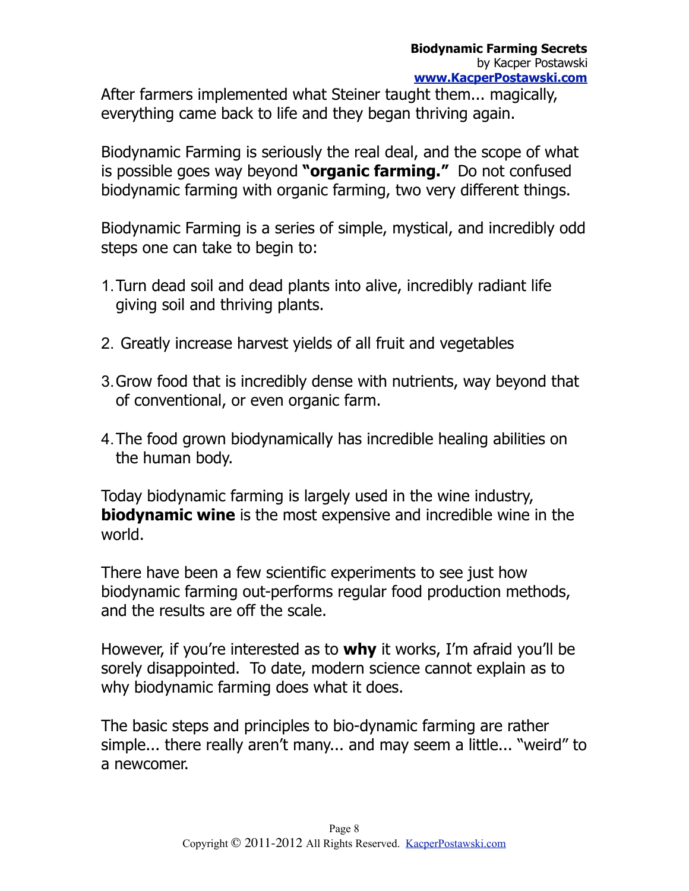After farmers implemented what Steiner taught them... magically, everything came back to life and they began thriving again.

Biodynamic Farming is seriously the real deal, and the scope of what is possible goes way beyond **"organic farming."** Do not confused biodynamic farming with organic farming, two very different things.

Biodynamic Farming is a series of simple, mystical, and incredibly odd steps one can take to begin to:

1. Turn dead soil and dead plants into alive, incredibly radiant life giving soil and thriving plants.

2. Greatly increase harvest yields of all fruit and vegetables

3. Grow food that is incredibly dense with nutrients, way beyond that of conventional, or even organic farm.

4. The food grown biodynamically has incredible healing abilities on the human body.

Today biodynamic farming is largely used in the wine industry, **biodynamic wine** is the most expensive and incredible wine in the world.

There have been a few scientific experiments to see just how biodynamic farming out-performs regular food production methods, and the results are off the scale.

However, if you're interested as to **why** it works, I'm afraid you'll be sorely disappointed. To date, modern science cannot explain as to why biodynamic farming does what it does.

The basic steps and principles to bio-dynamic farming are rather simple... there really aren't many... and may seem a little... "weird" to a newcomer.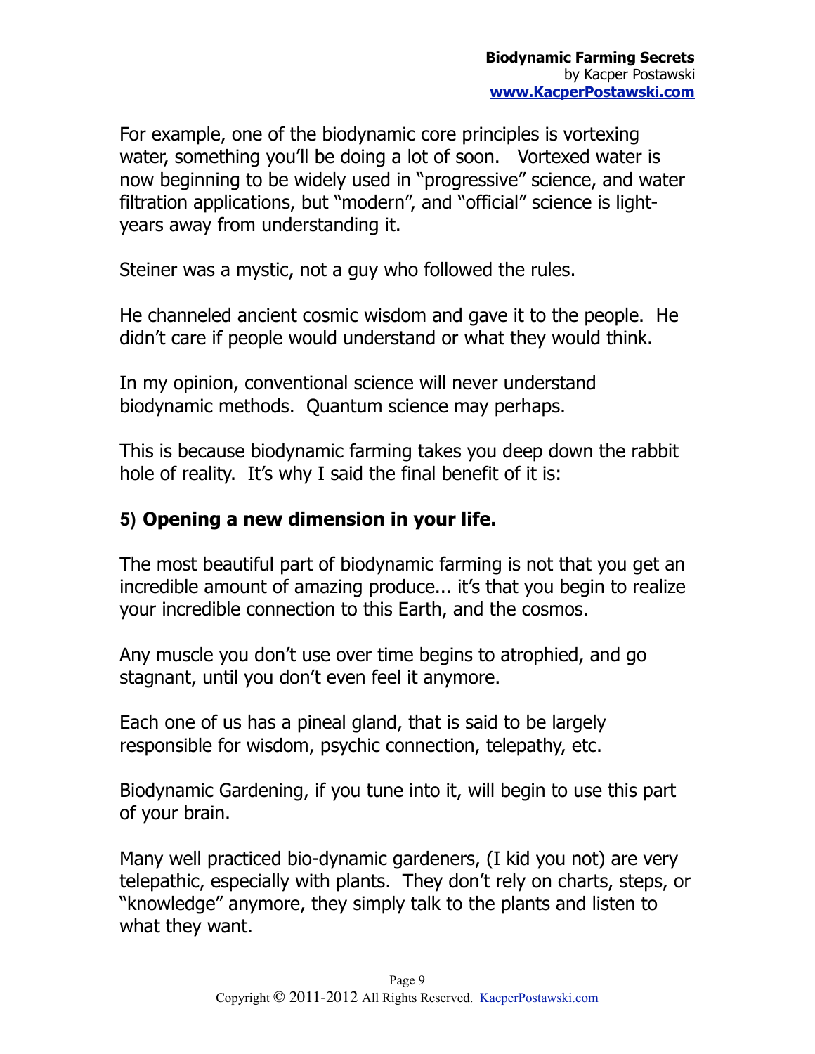For example, one of the biodynamic core principles is vortexing water, something you'll be doing a lot of soon. Vortexed water is now beginning to be widely used in "progressive" science, and water filtration applications, but "modern", and "official" science is light-years away from understanding it.

Steiner was a mystic, not a guy who followed the rules.

He channeled ancient cosmic wisdom and gave it to the people. He didn't care if people would understand or what they would think.

In my opinion, conventional science will never understand biodynamic methods. Quantum science may perhaps.

This is because biodynamic farming takes you deep down the rabbit hole of reality. It's why I said the final benefit of it is:

### 5) **Opening a new dimension in your life.**

The most beautiful part of biodynamic farming is not that you get an incredible amount of amazing produce... it's that you begin to realize your incredible connection to this Earth, and the cosmos.

Any muscle you don't use over time begins to atrophied, and go stagnant, until you don't even feel it anymore.

Each one of us has a pineal gland, that is said to be largely responsible for wisdom, psychic connection, telepathy, etc.

Biodynamic Gardening, if you tune into it, will begin to use this part of your brain.

Many well practiced bio-dynamic gardeners, (I kid you not) are very telepathic, especially with plants. They don't rely on charts, steps, or "knowledge" anymore, they simply talk to the plants and listen to what they want.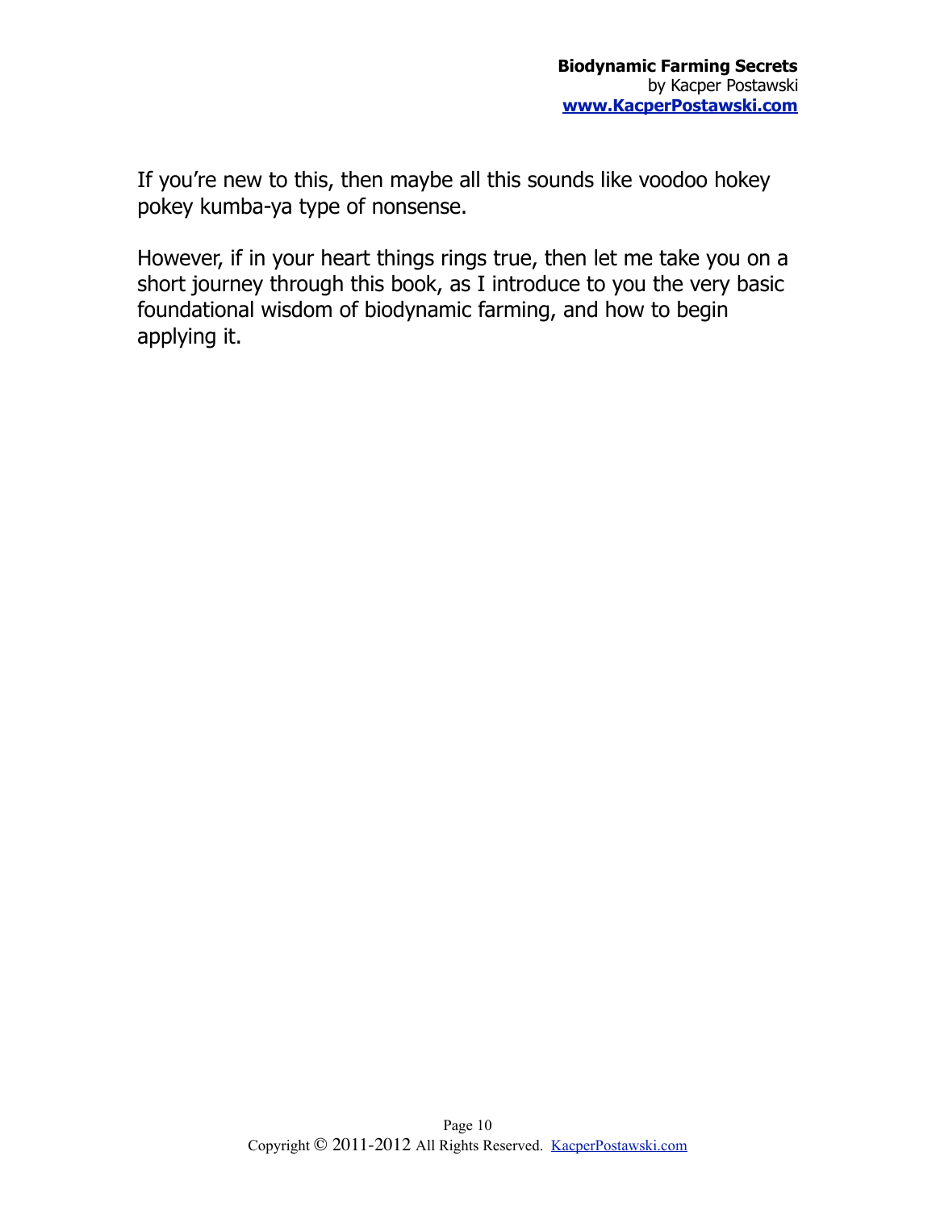If you're new to this, then maybe all this sounds like voodoo hokey pokey kumba-ya type of nonsense.

However, if in your heart things rings true, then let me take you on a short journey through this book, as I introduce to you the very basic foundational wisdom of biodynamic farming, and how to begin applying it.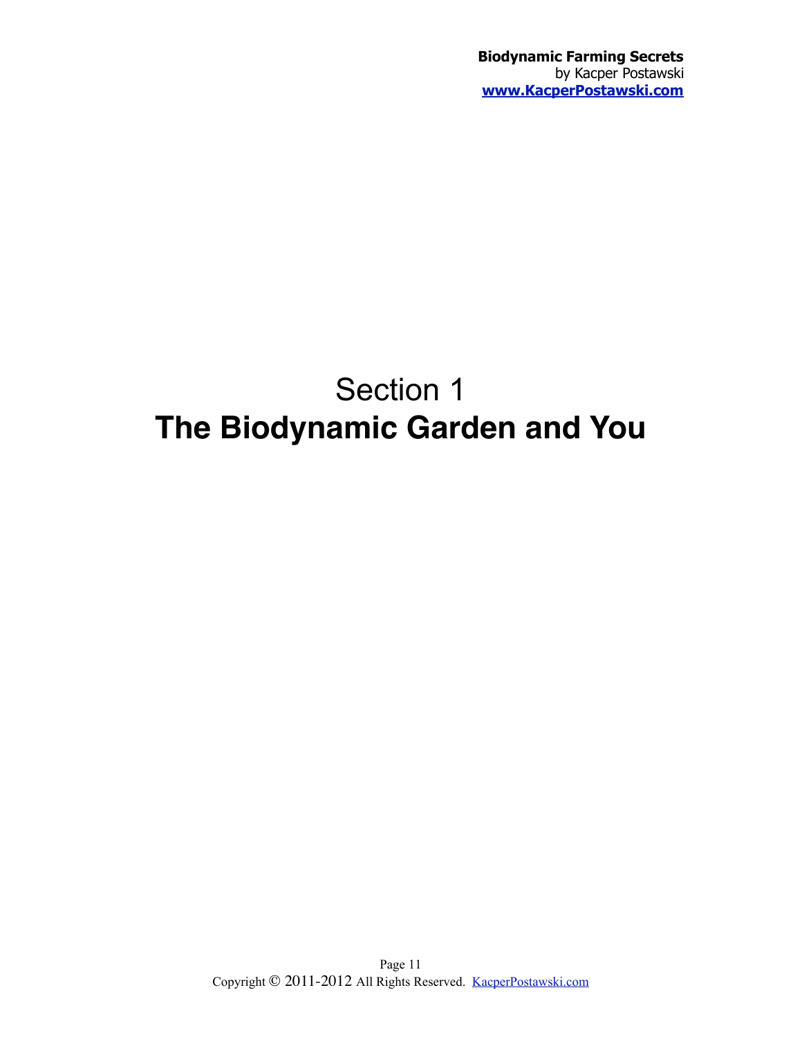# Section 1
# The Biodynamic Garden and You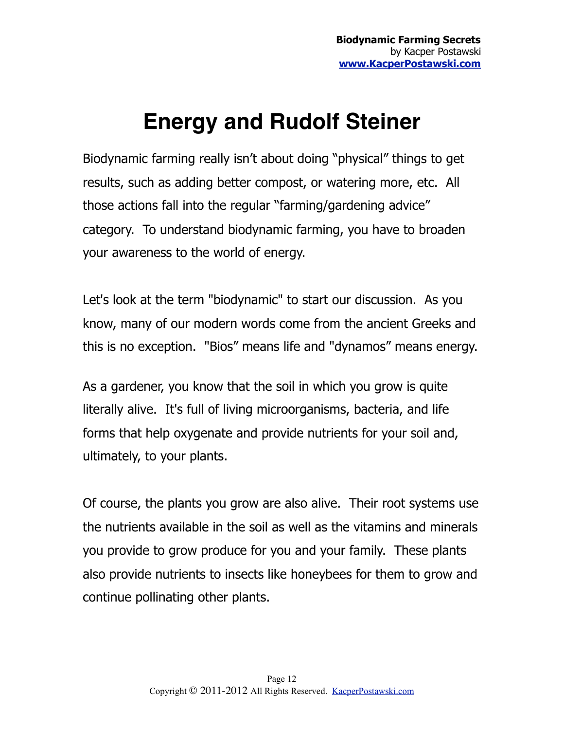# Energy and Rudolf Steiner

Biodynamic farming really isn't about doing "physical" things to get results, such as adding better compost, or watering more, etc. All those actions fall into the regular "farming/gardening advice" category. To understand biodynamic farming, you have to broaden your awareness to the world of energy.

Let's look at the term "biodynamic" to start our discussion. As you know, many of our modern words come from the ancient Greeks and this is no exception. "Bios" means life and "dynamos" means energy.

As a gardener, you know that the soil in which you grow is quite literally alive. It's full of living microorganisms, bacteria, and life forms that help oxygenate and provide nutrients for your soil and, ultimately, to your plants.

Of course, the plants you grow are also alive. Their root systems use the nutrients available in the soil as well as the vitamins and minerals you provide to grow produce for you and your family. These plants also provide nutrients to insects like honeybees for them to grow and continue pollinating other plants.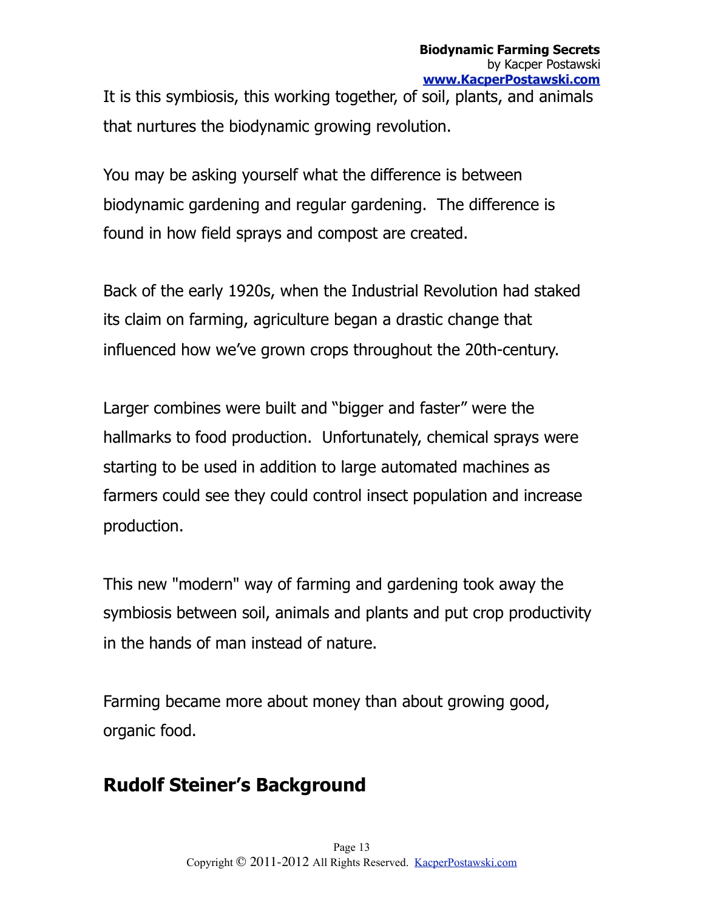It is this symbiosis, this working together, of soil, plants, and animals that nurtures the biodynamic growing revolution.

You may be asking yourself what the difference is between biodynamic gardening and regular gardening. The difference is found in how field sprays and compost are created.

Back of the early 1920s, when the Industrial Revolution had staked its claim on farming, agriculture began a drastic change that influenced how we've grown crops throughout the 20th-century.

Larger combines were built and "bigger and faster" were the hallmarks to food production. Unfortunately, chemical sprays were starting to be used in addition to large automated machines as farmers could see they could control insect population and increase production.

This new "modern" way of farming and gardening took away the symbiosis between soil, animals and plants and put crop productivity in the hands of man instead of nature.

Farming became more about money than about growing good, organic food.

## Rudolf Steiner's Background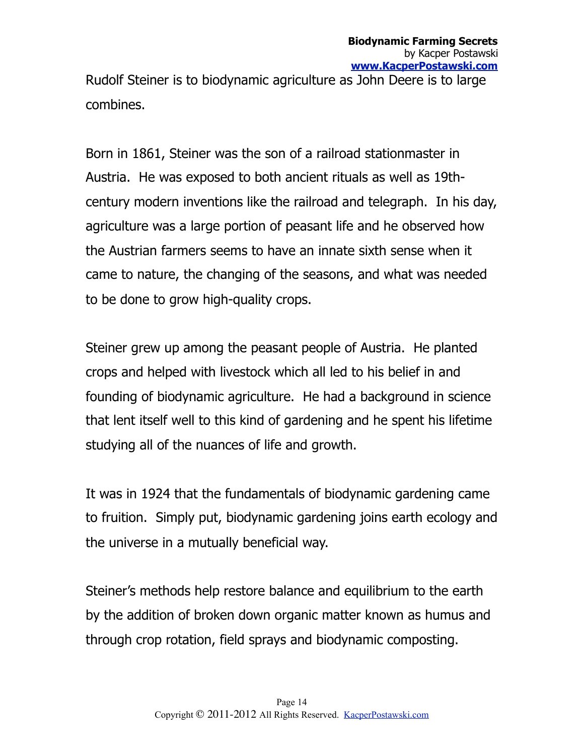Rudolf Steiner is to biodynamic agriculture as John Deere is to large combines.

Born in 1861, Steiner was the son of a railroad stationmaster in Austria. He was exposed to both ancient rituals as well as 19th-century modern inventions like the railroad and telegraph. In his day, agriculture was a large portion of peasant life and he observed how the Austrian farmers seems to have an innate sixth sense when it came to nature, the changing of the seasons, and what was needed to be done to grow high-quality crops.

Steiner grew up among the peasant people of Austria. He planted crops and helped with livestock which all led to his belief in and founding of biodynamic agriculture. He had a background in science that lent itself well to this kind of gardening and he spent his lifetime studying all of the nuances of life and growth.

It was in 1924 that the fundamentals of biodynamic gardening came to fruition. Simply put, biodynamic gardening joins earth ecology and the universe in a mutually beneficial way.

Steiner's methods help restore balance and equilibrium to the earth by the addition of broken down organic matter known as humus and through crop rotation, field sprays and biodynamic composting.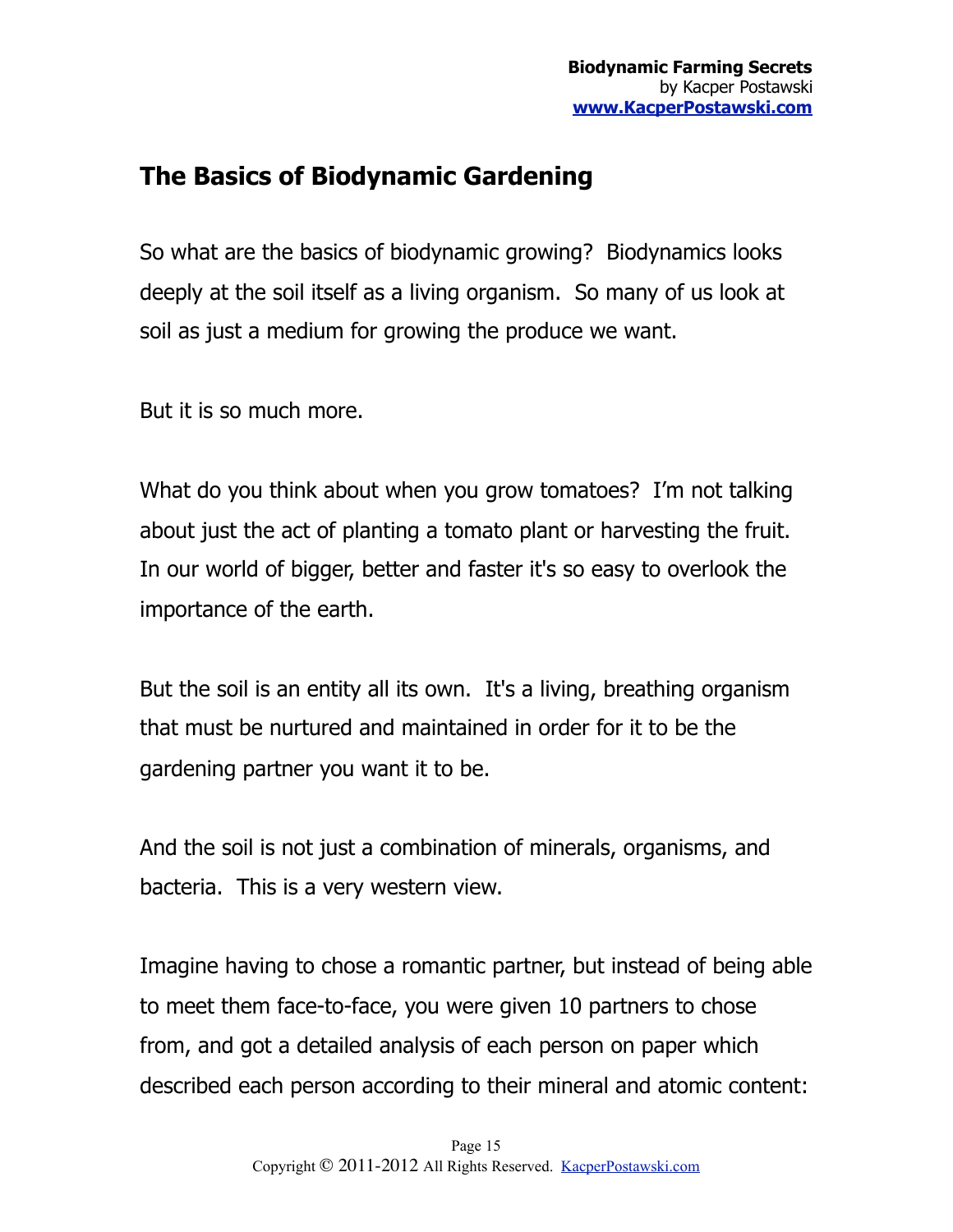## The Basics of Biodynamic Gardening

So what are the basics of biodynamic growing? Biodynamics looks deeply at the soil itself as a living organism. So many of us look at soil as just a medium for growing the produce we want.

But it is so much more.

What do you think about when you grow tomatoes? I'm not talking about just the act of planting a tomato plant or harvesting the fruit. In our world of bigger, better and faster it's so easy to overlook the importance of the earth.

But the soil is an entity all its own. It's a living, breathing organism that must be nurtured and maintained in order for it to be the gardening partner you want it to be.

And the soil is not just a combination of minerals, organisms, and bacteria. This is a very western view.

Imagine having to chose a romantic partner, but instead of being able to meet them face-to-face, you were given 10 partners to chose from, and got a detailed analysis of each person on paper which described each person according to their mineral and atomic content: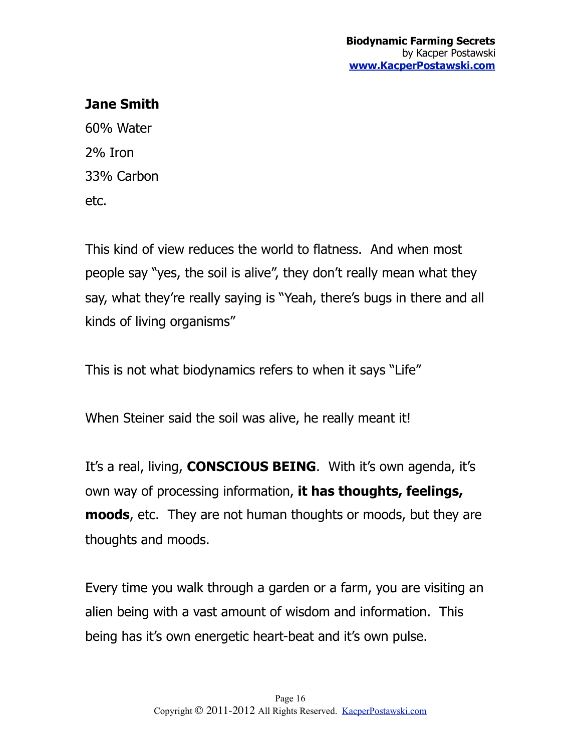**Jane Smith**

60% Water

2% Iron

33% Carbon

etc.

This kind of view reduces the world to flatness. And when most people say "yes, the soil is alive", they don't really mean what they say, what they're really saying is "Yeah, there's bugs in there and all kinds of living organisms"

This is not what biodynamics refers to when it says "Life"

When Steiner said the soil was alive, he really meant it!

It's a real, living, **CONSCIOUS BEING**. With it's own agenda, it's own way of processing information, **it has thoughts, feelings, moods**, etc. They are not human thoughts or moods, but they are thoughts and moods.

Every time you walk through a garden or a farm, you are visiting an alien being with a vast amount of wisdom and information. This being has it's own energetic heart-beat and it's own pulse.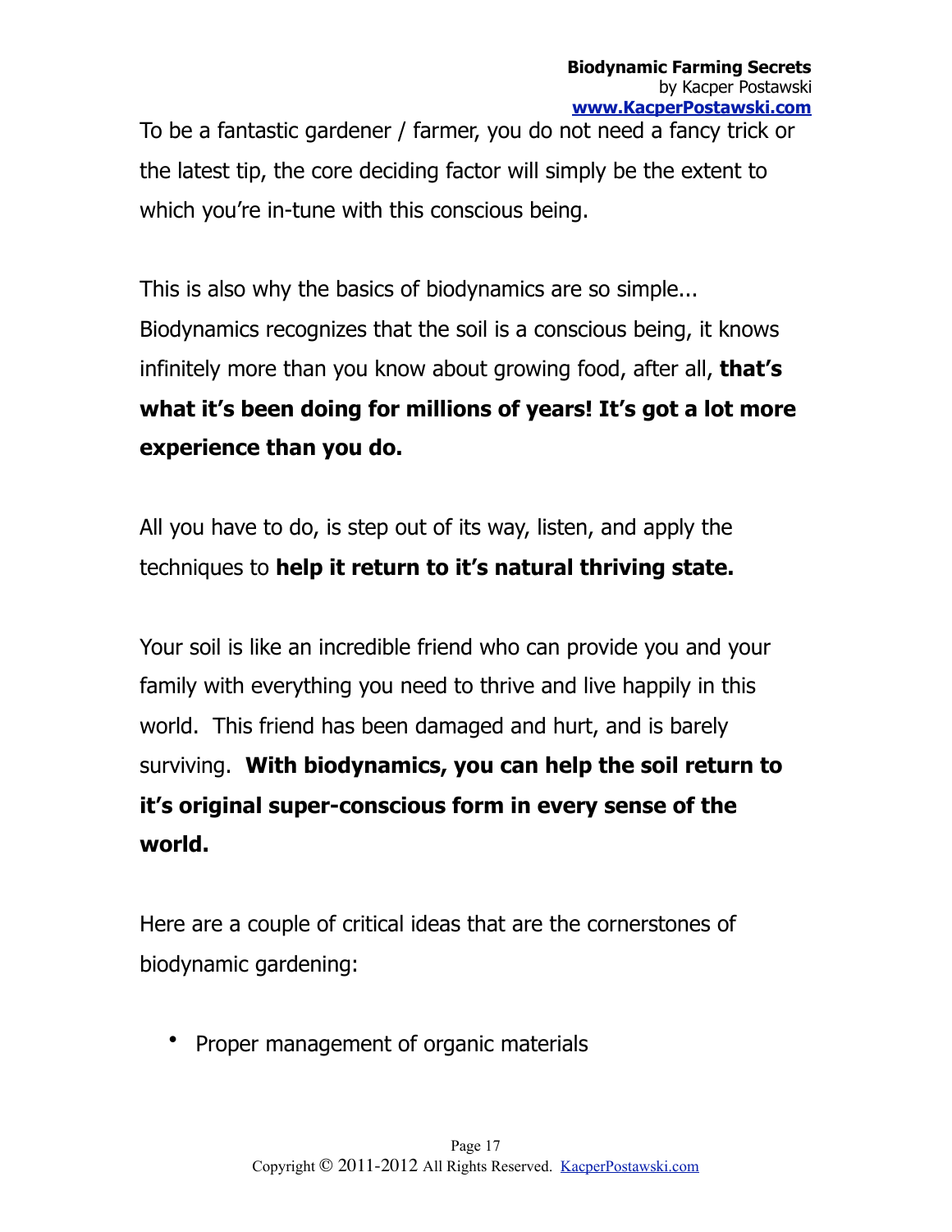To be a fantastic gardener / farmer, you do not need a fancy trick or the latest tip, the core deciding factor will simply be the extent to which you're in-tune with this conscious being.

This is also why the basics of biodynamics are so simple... Biodynamics recognizes that the soil is a conscious being, it knows infinitely more than you know about growing food, after all, **that's what it's been doing for millions of years! It's got a lot more experience than you do.**

All you have to do, is step out of its way, listen, and apply the techniques to **help it return to it's natural thriving state.**

Your soil is like an incredible friend who can provide you and your family with everything you need to thrive and live happily in this world. This friend has been damaged and hurt, and is barely surviving. **With biodynamics, you can help the soil return to it's original super-conscious form in every sense of the world.**

Here are a couple of critical ideas that are the cornerstones of biodynamic gardening:

- Proper management of organic materials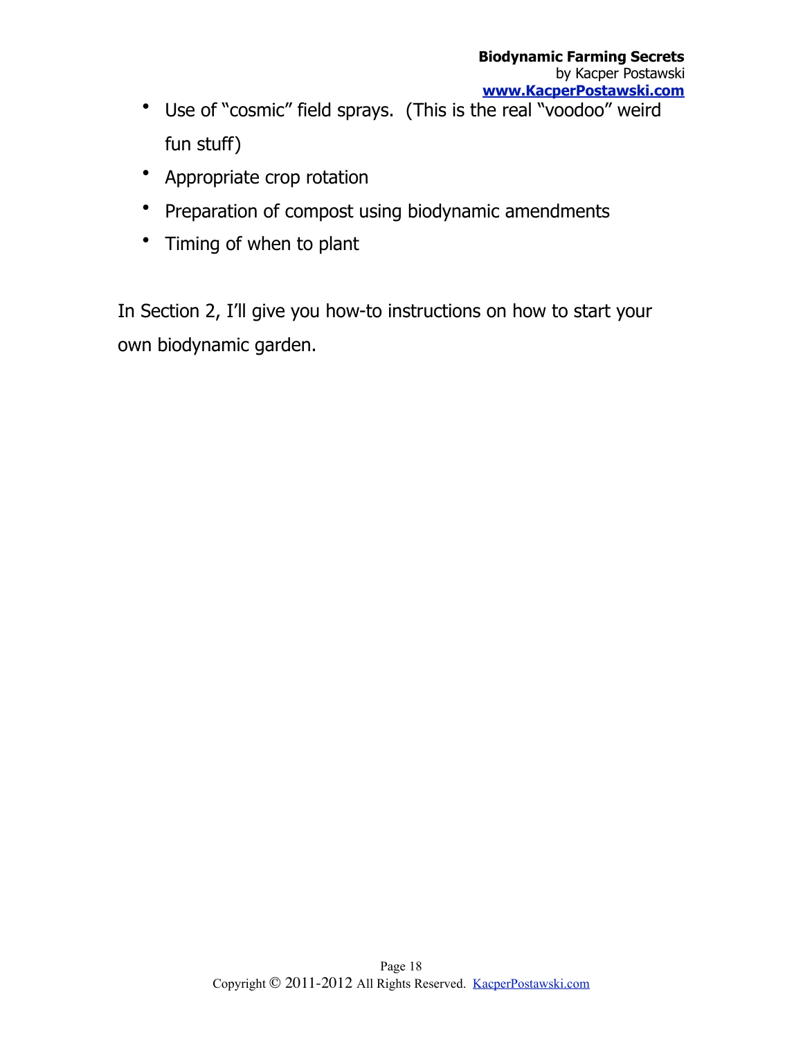- Use of “cosmic” field sprays. (This is the real “voodoo” weird fun stuff)
- Appropriate crop rotation
- Preparation of compost using biodynamic amendments
- Timing of when to plant

In Section 2, I’ll give you how-to instructions on how to start your own biodynamic garden.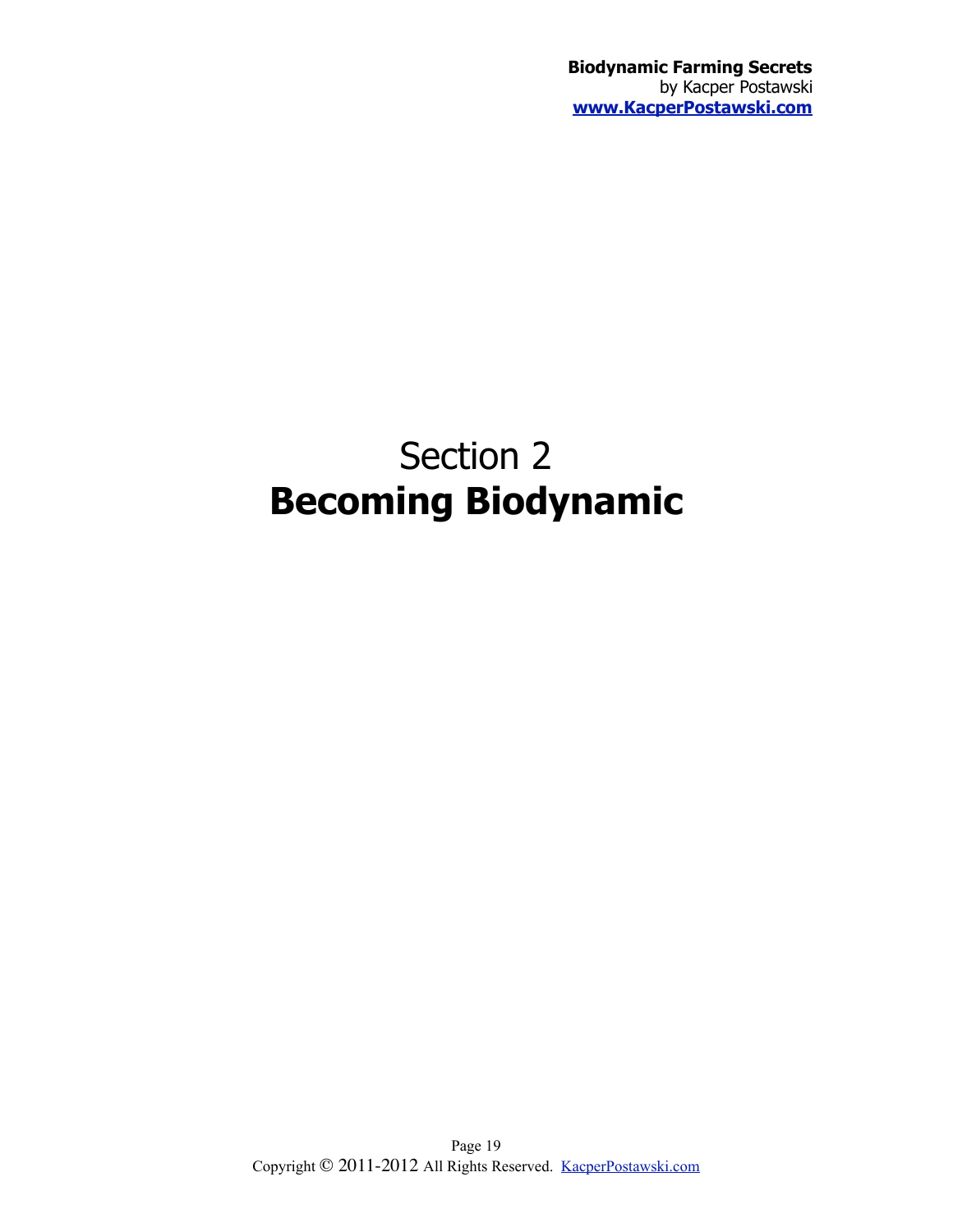# Section 2
# **Becoming Biodynamic**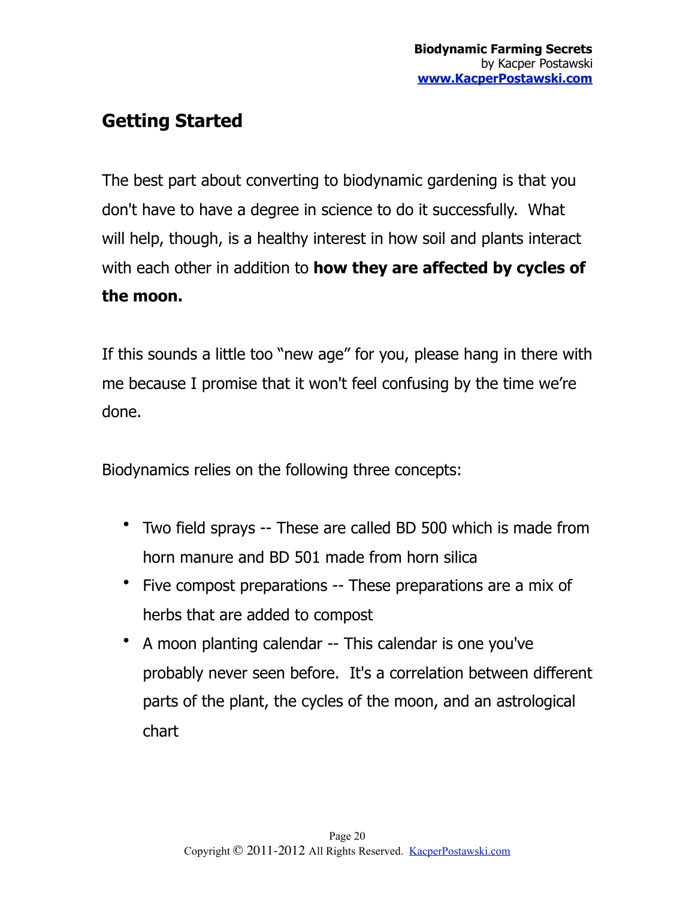## Getting Started

The best part about converting to biodynamic gardening is that you don't have to have a degree in science to do it successfully. What will help, though, is a healthy interest in how soil and plants interact with each other in addition to **how they are affected by cycles of the moon.**

If this sounds a little too "new age" for you, please hang in there with me because I promise that it won't feel confusing by the time we're done.

Biodynamics relies on the following three concepts:

- Two field sprays -- These are called BD 500 which is made from horn manure and BD 501 made from horn silica
- Five compost preparations -- These preparations are a mix of herbs that are added to compost
- A moon planting calendar -- This calendar is one you've probably never seen before. It's a correlation between different parts of the plant, the cycles of the moon, and an astrological chart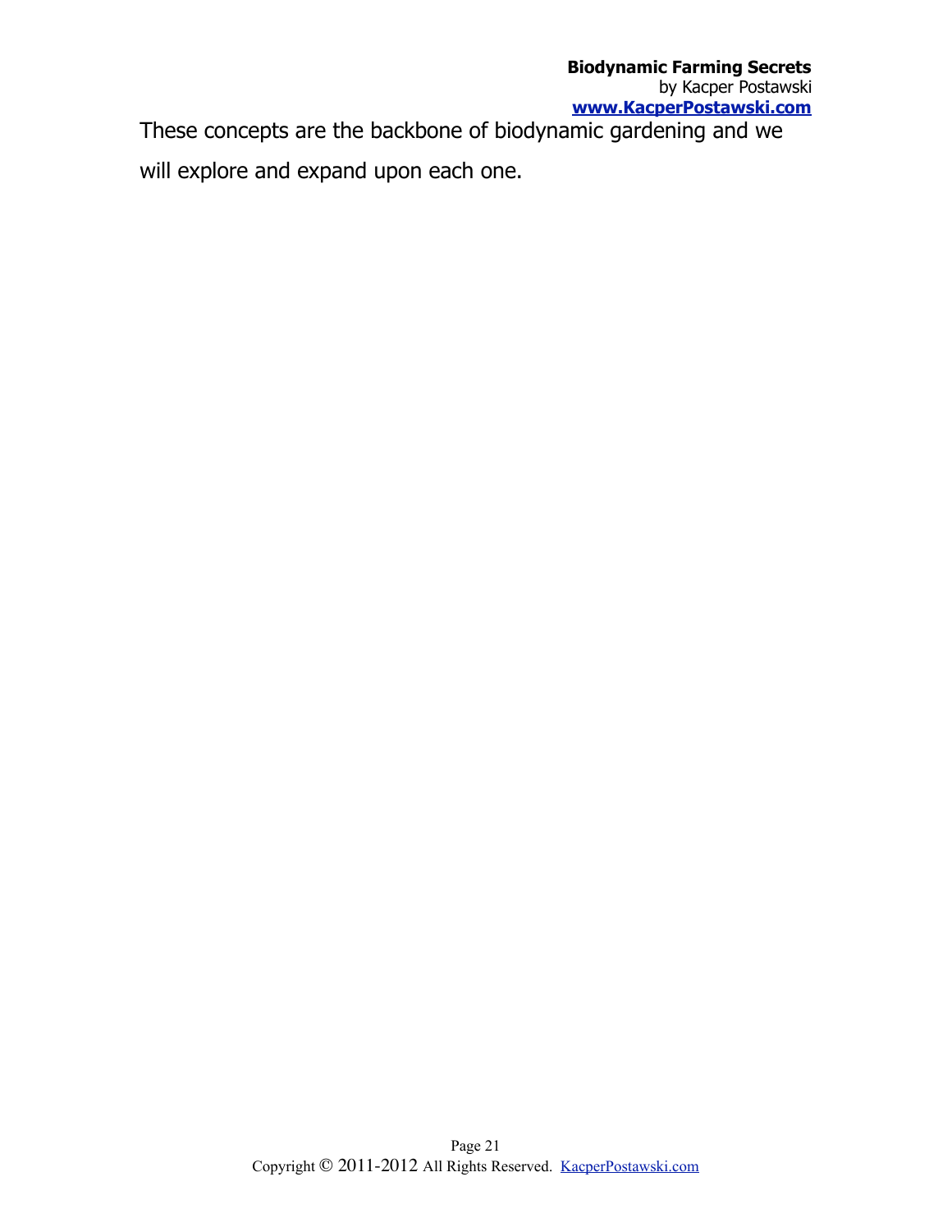These concepts are the backbone of biodynamic gardening and we will explore and expand upon each one.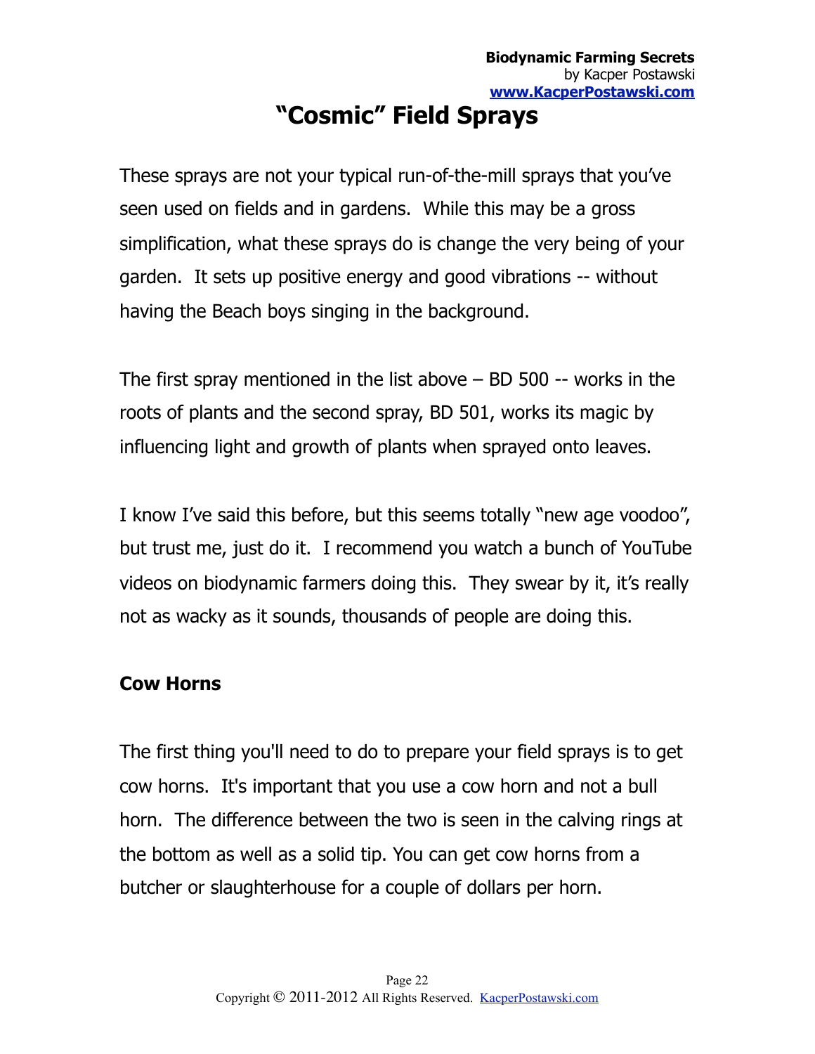# "Cosmic" Field Sprays

These sprays are not your typical run-of-the-mill sprays that you've seen used on fields and in gardens. While this may be a gross simplification, what these sprays do is change the very being of your garden. It sets up positive energy and good vibrations -- without having the Beach boys singing in the background.

The first spray mentioned in the list above – BD 500 -- works in the roots of plants and the second spray, BD 501, works its magic by influencing light and growth of plants when sprayed onto leaves.

I know I've said this before, but this seems totally "new age voodoo", but trust me, just do it. I recommend you watch a bunch of YouTube videos on biodynamic farmers doing this. They swear by it, it's really not as wacky as it sounds, thousands of people are doing this.

### Cow Horns

The first thing you'll need to do to prepare your field sprays is to get cow horns. It's important that you use a cow horn and not a bull horn. The difference between the two is seen in the calving rings at the bottom as well as a solid tip. You can get cow horns from a butcher or slaughterhouse for a couple of dollars per horn.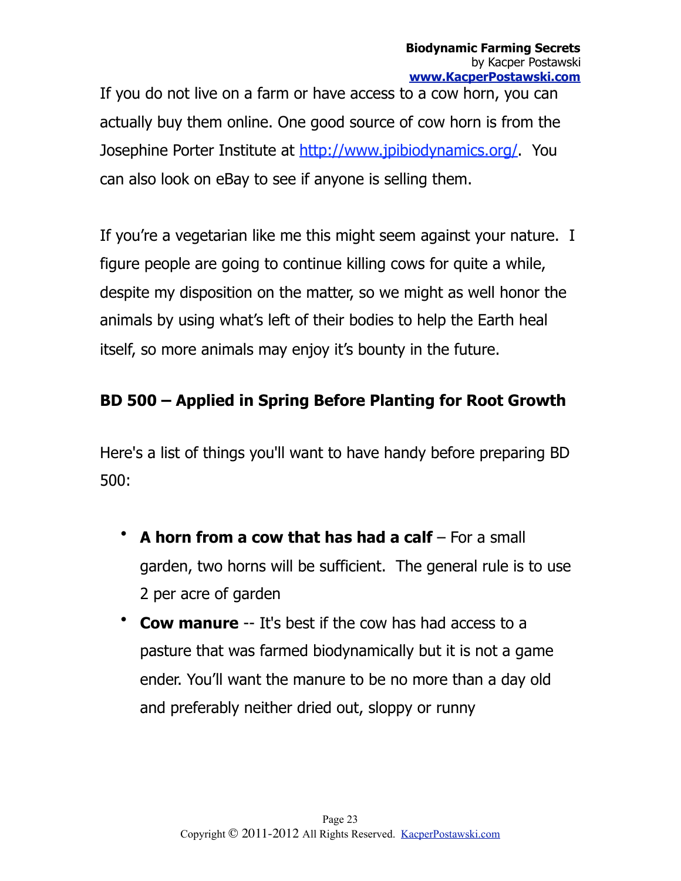If you do not live on a farm or have access to a cow horn, you can actually buy them online. One good source of cow horn is from the Josephine Porter Institute at [http://www.jpibiodynamics.org/](http://www.jpibiodynamics.org/). You can also look on eBay to see if anyone is selling them.

If you're a vegetarian like me this might seem against your nature. I figure people are going to continue killing cows for quite a while, despite my disposition on the matter, so we might as well honor the animals by using what's left of their bodies to help the Earth heal itself, so more animals may enjoy it's bounty in the future.

### BD 500 – Applied in Spring Before Planting for Root Growth

Here's a list of things you'll want to have handy before preparing BD 500:

- **A horn from a cow that has had a calf** – For a small garden, two horns will be sufficient. The general rule is to use 2 per acre of garden
- **Cow manure** -- It's best if the cow has had access to a pasture that was farmed biodynamically but it is not a game ender. You'll want the manure to be no more than a day old and preferably neither dried out, sloppy or runny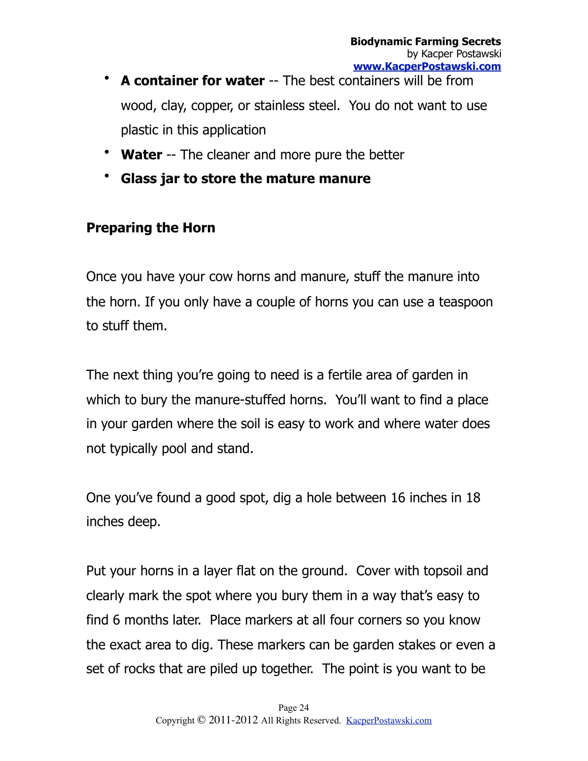- **A container for water** -- The best containers will be from wood, clay, copper, or stainless steel.  You do not want to use plastic in this application
- **Water** -- The cleaner and more pure the better
- **Glass jar to store the mature manure**

### Preparing the Horn

Once you have your cow horns and manure, stuff the manure into the horn. If you only have a couple of horns you can use a teaspoon to stuff them.

The next thing you're going to need is a fertile area of garden in which to bury the manure-stuffed horns.  You'll want to find a place in your garden where the soil is easy to work and where water does not typically pool and stand.

One you've found a good spot, dig a hole between 16 inches in 18 inches deep.

Put your horns in a layer flat on the ground.  Cover with topsoil and clearly mark the spot where you bury them in a way that's easy to find 6 months later.  Place markers at all four corners so you know the exact area to dig. These markers can be garden stakes or even a set of rocks that are piled up together.  The point is you want to be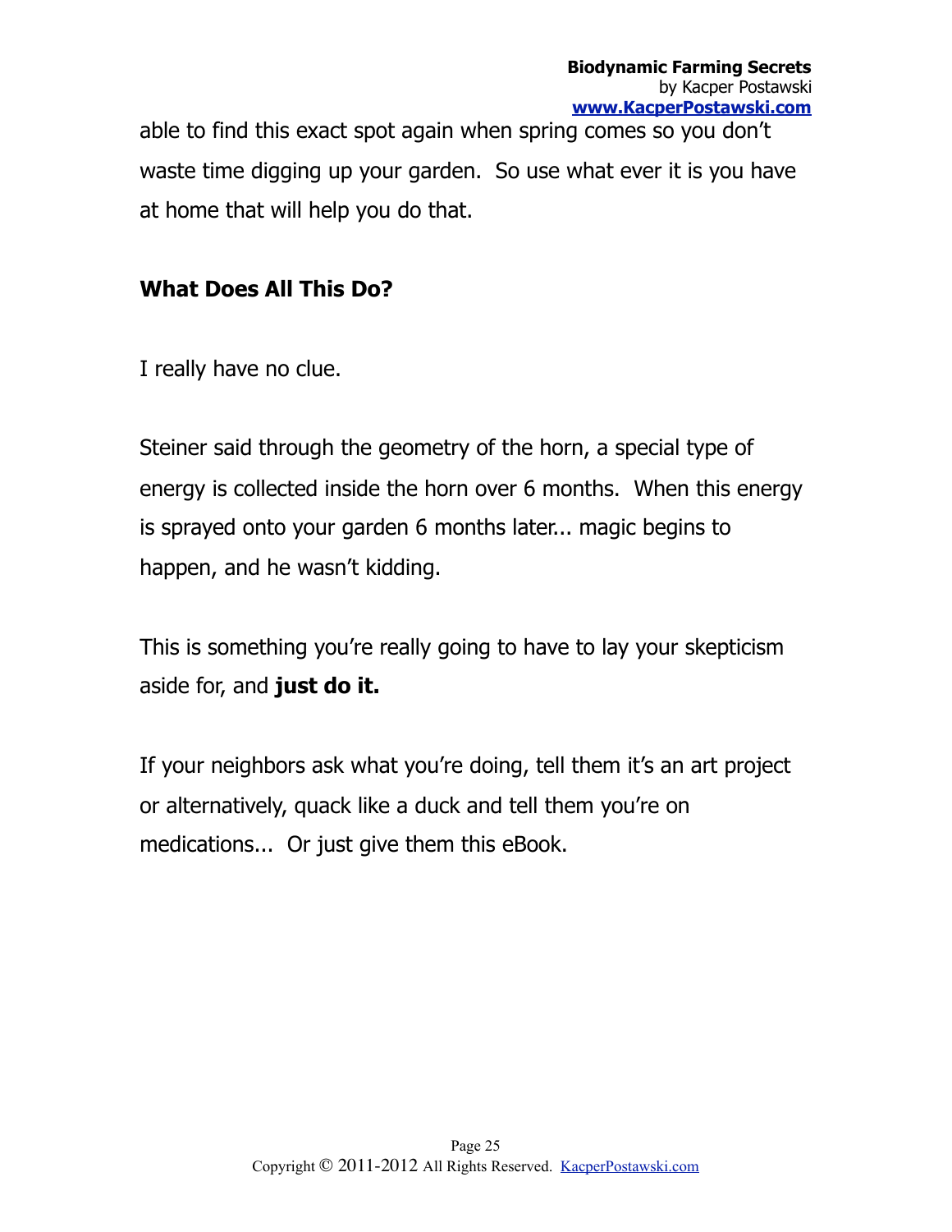able to find this exact spot again when spring comes so you don't waste time digging up your garden. So use what ever it is you have at home that will help you do that.

### What Does All This Do?

I really have no clue.

Steiner said through the geometry of the horn, a special type of energy is collected inside the horn over 6 months. When this energy is sprayed onto your garden 6 months later... magic begins to happen, and he wasn't kidding.

This is something you're really going to have to lay your skepticism aside for, and **just do it.**

If your neighbors ask what you're doing, tell them it's an art project or alternatively, quack like a duck and tell them you're on medications... Or just give them this eBook.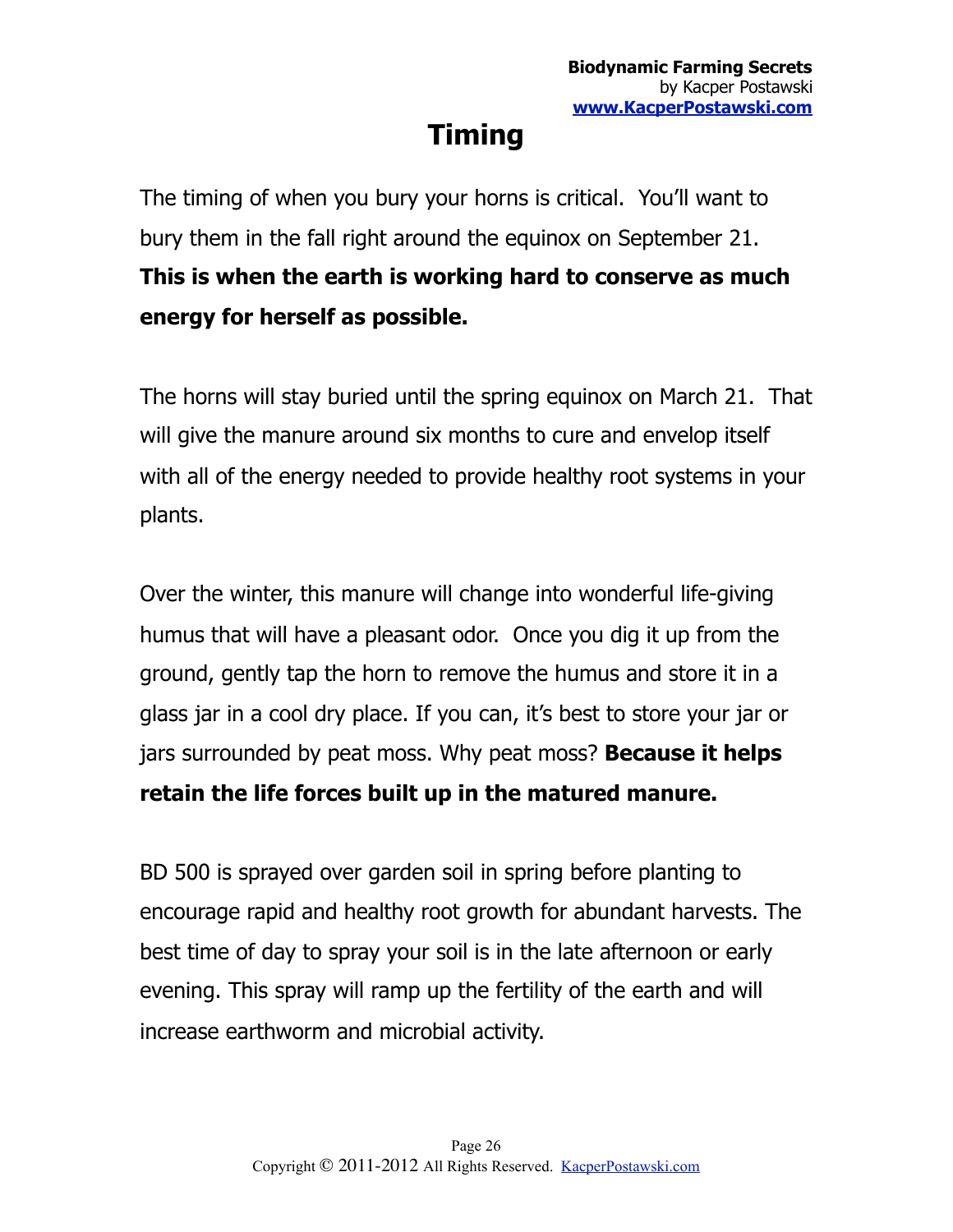# Timing

The timing of when you bury your horns is critical. You'll want to bury them in the fall right around the equinox on September 21. **This is when the earth is working hard to conserve as much energy for herself as possible.**

The horns will stay buried until the spring equinox on March 21. That will give the manure around six months to cure and envelop itself with all of the energy needed to provide healthy root systems in your plants.

Over the winter, this manure will change into wonderful life-giving humus that will have a pleasant odor. Once you dig it up from the ground, gently tap the horn to remove the humus and store it in a glass jar in a cool dry place. If you can, it's best to store your jar or jars surrounded by peat moss. Why peat moss? **Because it helps retain the life forces built up in the matured manure.**

BD 500 is sprayed over garden soil in spring before planting to encourage rapid and healthy root growth for abundant harvests. The best time of day to spray your soil is in the late afternoon or early evening. This spray will ramp up the fertility of the earth and will increase earthworm and microbial activity.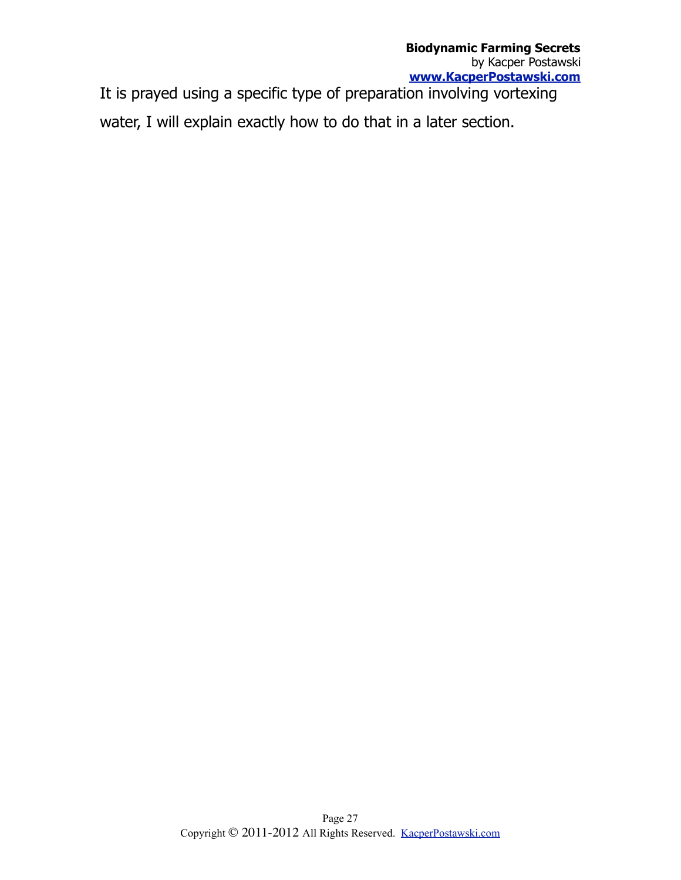It is prayed using a specific type of preparation involving vortexing water, I will explain exactly how to do that in a later section.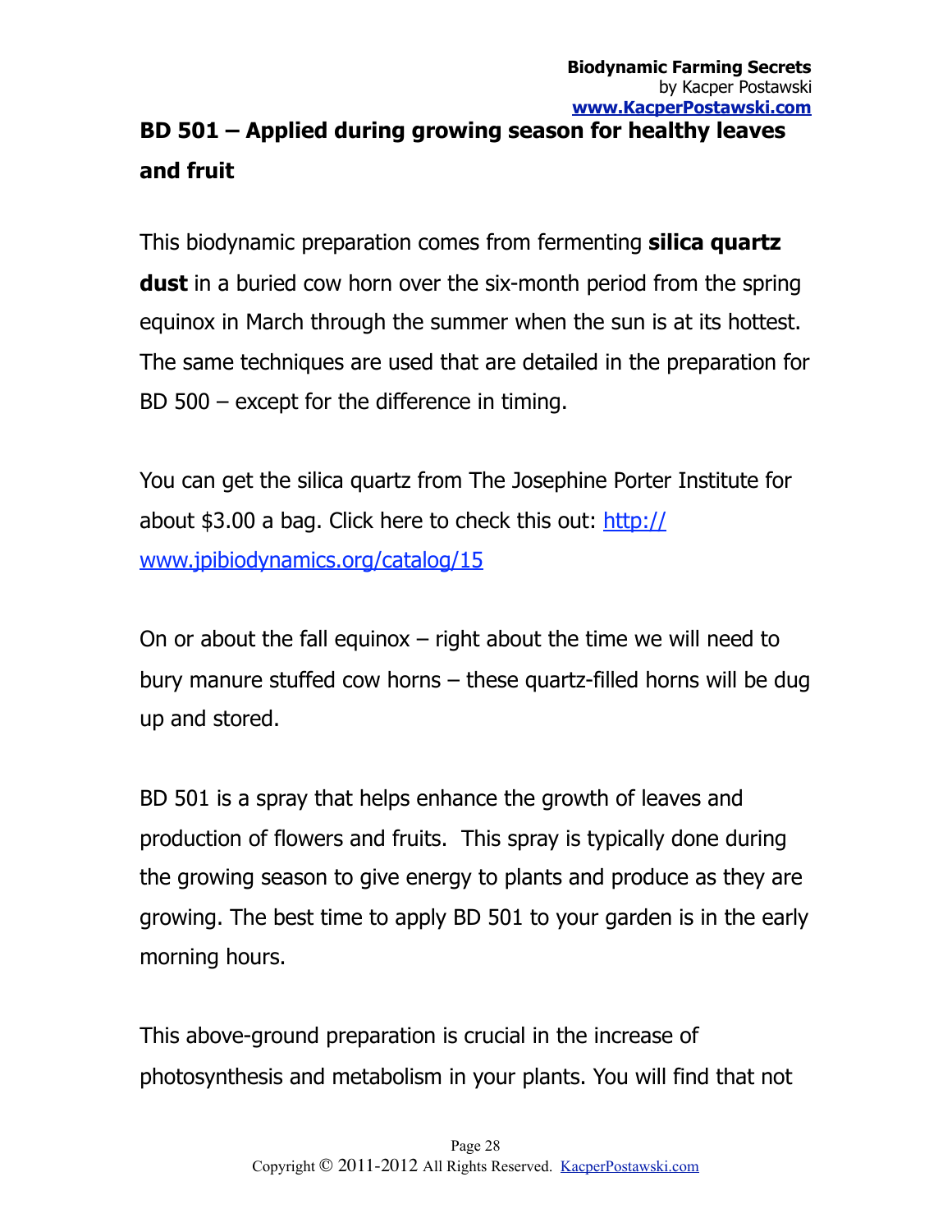## BD 501 – Applied during growing season for healthy leaves and fruit

This biodynamic preparation comes from fermenting **silica quartz dust** in a buried cow horn over the six-month period from the spring equinox in March through the summer when the sun is at its hottest. The same techniques are used that are detailed in the preparation for BD 500 – except for the difference in timing.

You can get the silica quartz from The Josephine Porter Institute for about $3.00 a bag. Click here to check this out: [http://www.jpibiodynamics.org/catalog/15](http://www.jpibiodynamics.org/catalog/15)

On or about the fall equinox – right about the time we will need to bury manure stuffed cow horns – these quartz-filled horns will be dug up and stored.

BD 501 is a spray that helps enhance the growth of leaves and production of flowers and fruits.  This spray is typically done during the growing season to give energy to plants and produce as they are growing. The best time to apply BD 501 to your garden is in the early morning hours.

This above-ground preparation is crucial in the increase of photosynthesis and metabolism in your plants. You will find that not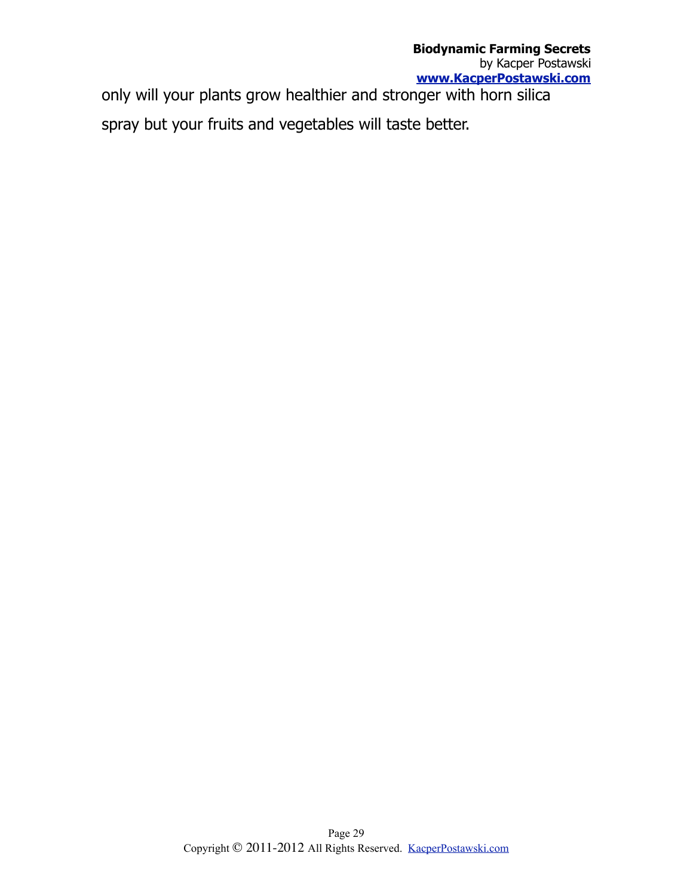only will your plants grow healthier and stronger with horn silica spray but your fruits and vegetables will taste better.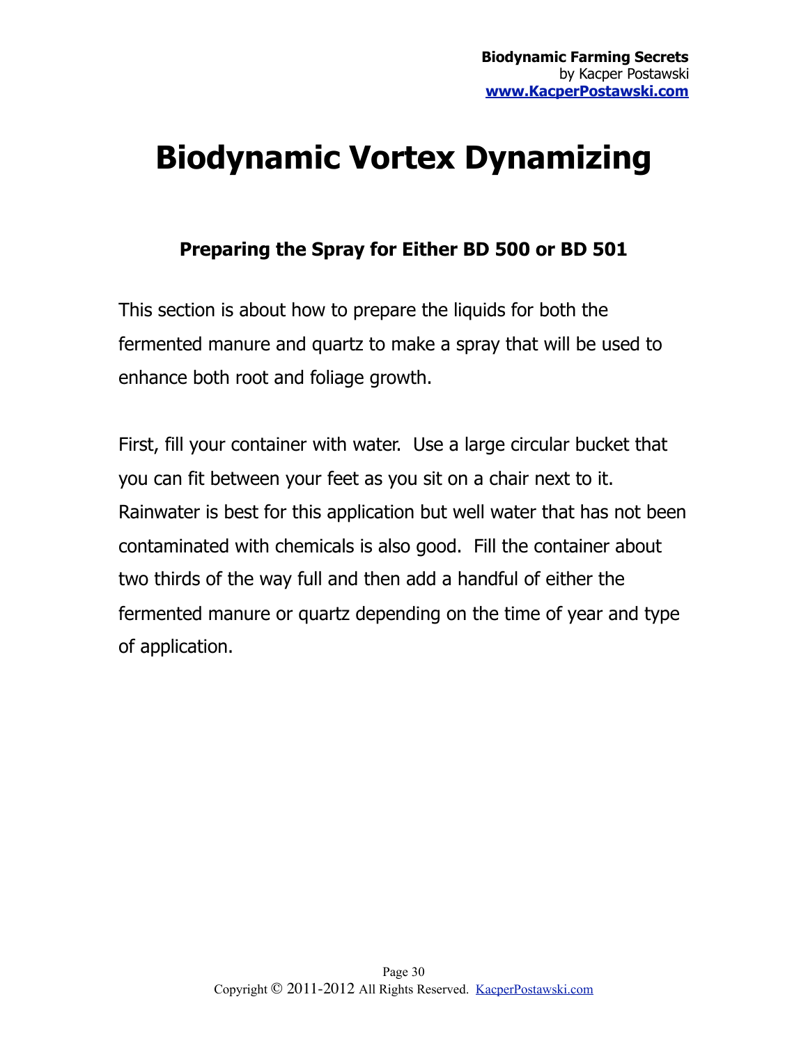# Biodynamic Vortex Dynamizing

### Preparing the Spray for Either BD 500 or BD 501

This section is about how to prepare the liquids for both the fermented manure and quartz to make a spray that will be used to enhance both root and foliage growth.

First, fill your container with water. Use a large circular bucket that you can fit between your feet as you sit on a chair next to it. Rainwater is best for this application but well water that has not been contaminated with chemicals is also good. Fill the container about two thirds of the way full and then add a handful of either the fermented manure or quartz depending on the time of year and type of application.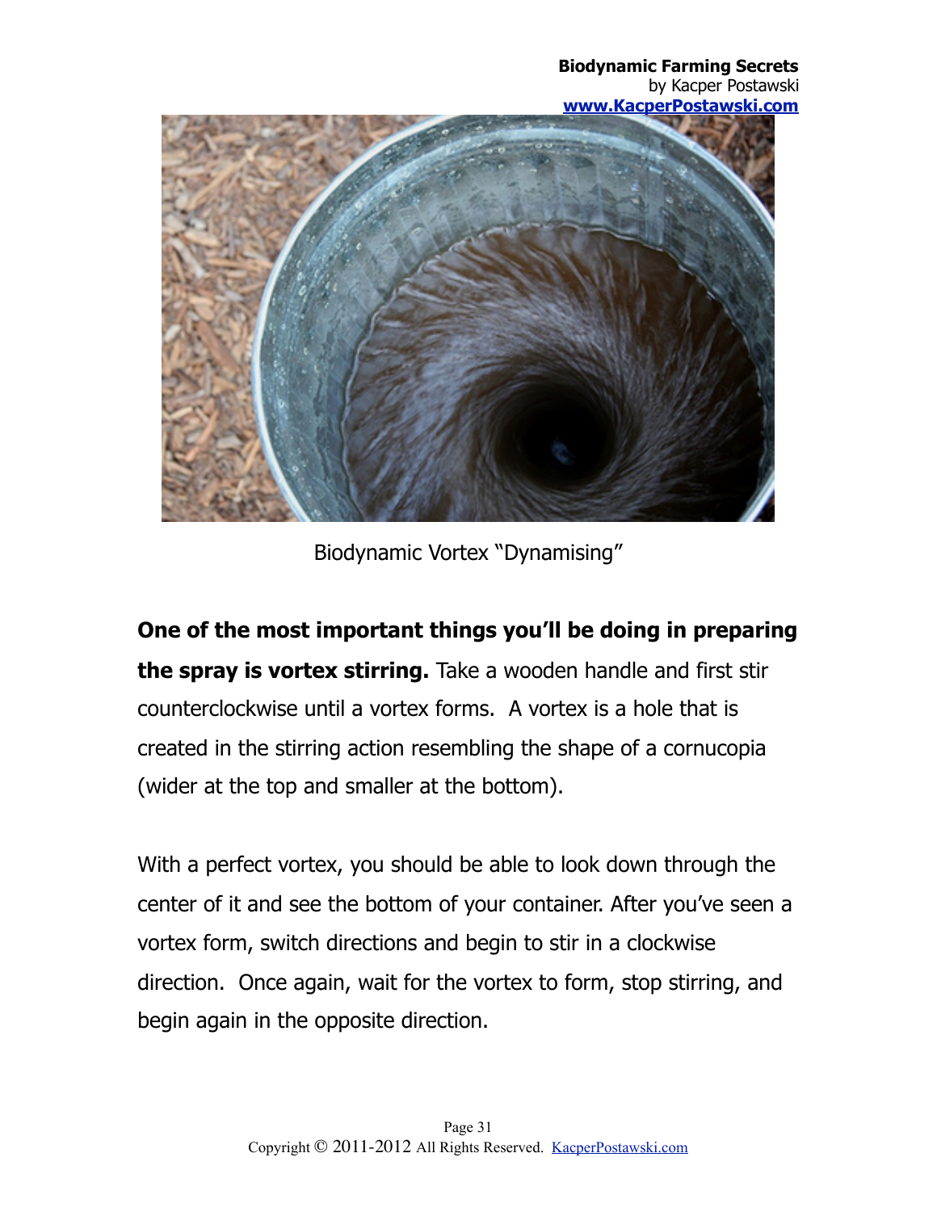Biodynamic Vortex "Dynamising"

**One of the most important things you'll be doing in preparing the spray is vortex stirring.** Take a wooden handle and first stir counterclockwise until a vortex forms. A vortex is a hole that is created in the stirring action resembling the shape of a cornucopia (wider at the top and smaller at the bottom).

With a perfect vortex, you should be able to look down through the center of it and see the bottom of your container. After you've seen a vortex form, switch directions and begin to stir in a clockwise direction. Once again, wait for the vortex to form, stop stirring, and begin again in the opposite direction.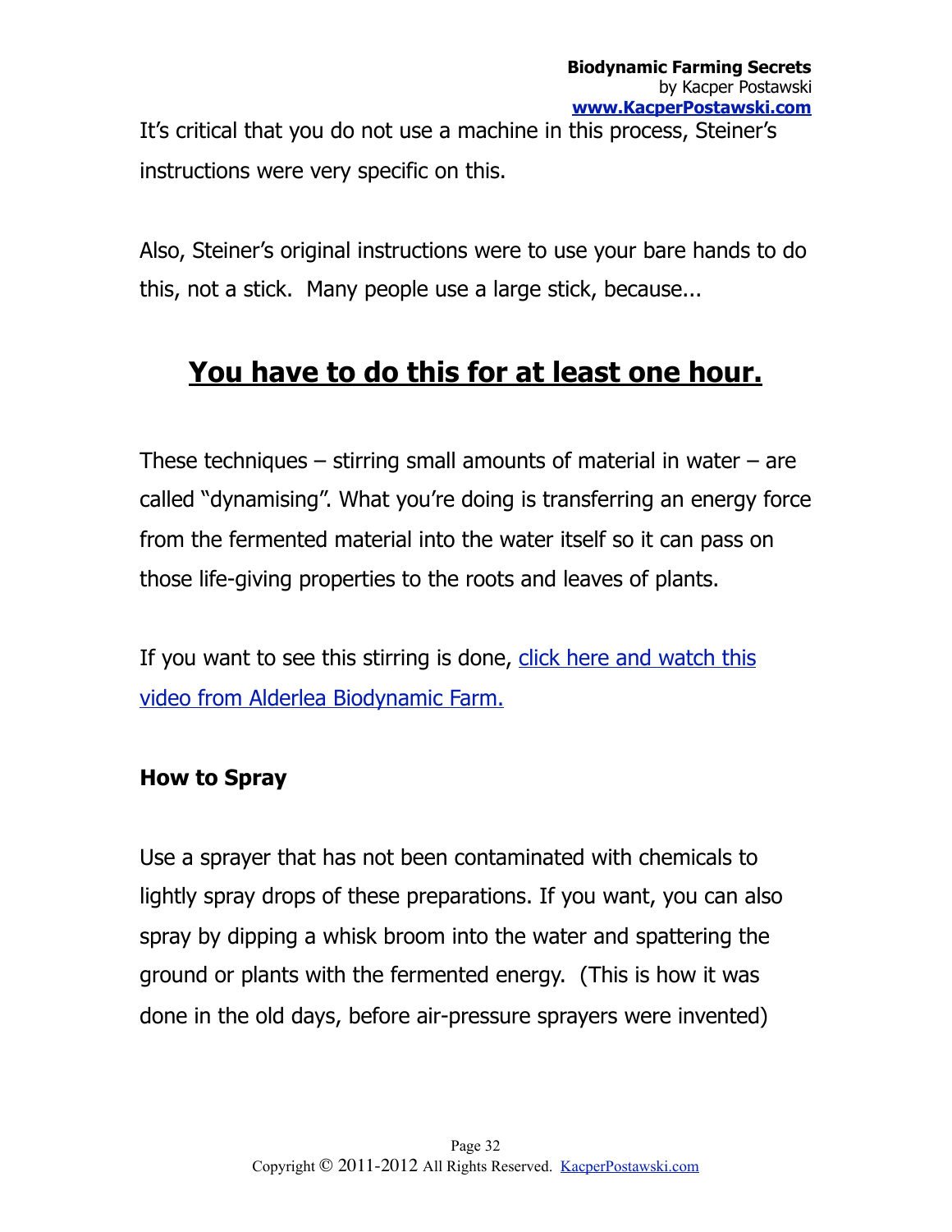It's critical that you do not use a machine in this process, Steiner's instructions were very specific on this.

Also, Steiner's original instructions were to use your bare hands to do this, not a stick. Many people use a large stick, because...

## **<u>You have to do this for at least one hour.</u>**

These techniques – stirring small amounts of material in water – are called "dynamising". What you're doing is transferring an energy force from the fermented material into the water itself so it can pass on those life-giving properties to the roots and leaves of plants.

If you want to see this stirring is done, click here and watch this video from Alderlea Biodynamic Farm.

**How to Spray**

Use a sprayer that has not been contaminated with chemicals to lightly spray drops of these preparations. If you want, you can also spray by dipping a whisk broom into the water and spattering the ground or plants with the fermented energy. (This is how it was done in the old days, before air-pressure sprayers were invented)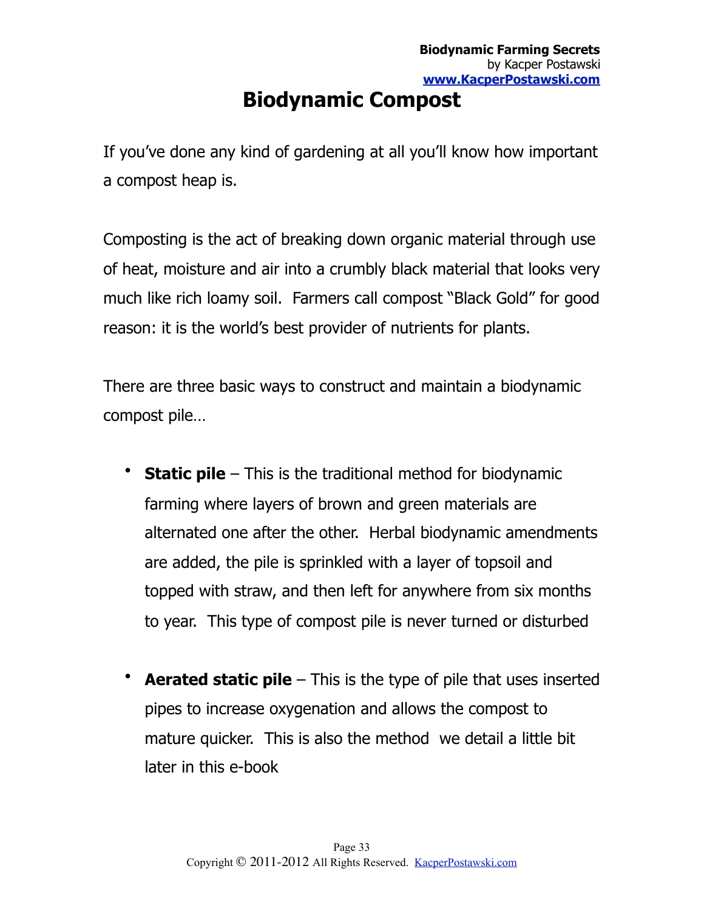# Biodynamic Compost

If you've done any kind of gardening at all you'll know how important a compost heap is.

Composting is the act of breaking down organic material through use of heat, moisture and air into a crumbly black material that looks very much like rich loamy soil. Farmers call compost "Black Gold" for good reason: it is the world's best provider of nutrients for plants.

There are three basic ways to construct and maintain a biodynamic compost pile…

- **Static pile** – This is the traditional method for biodynamic farming where layers of brown and green materials are alternated one after the other. Herbal biodynamic amendments are added, the pile is sprinkled with a layer of topsoil and topped with straw, and then left for anywhere from six months to year. This type of compost pile is never turned or disturbed

- **Aerated static pile** – This is the type of pile that uses inserted pipes to increase oxygenation and allows the compost to mature quicker. This is also the method we detail a little bit later in this e-book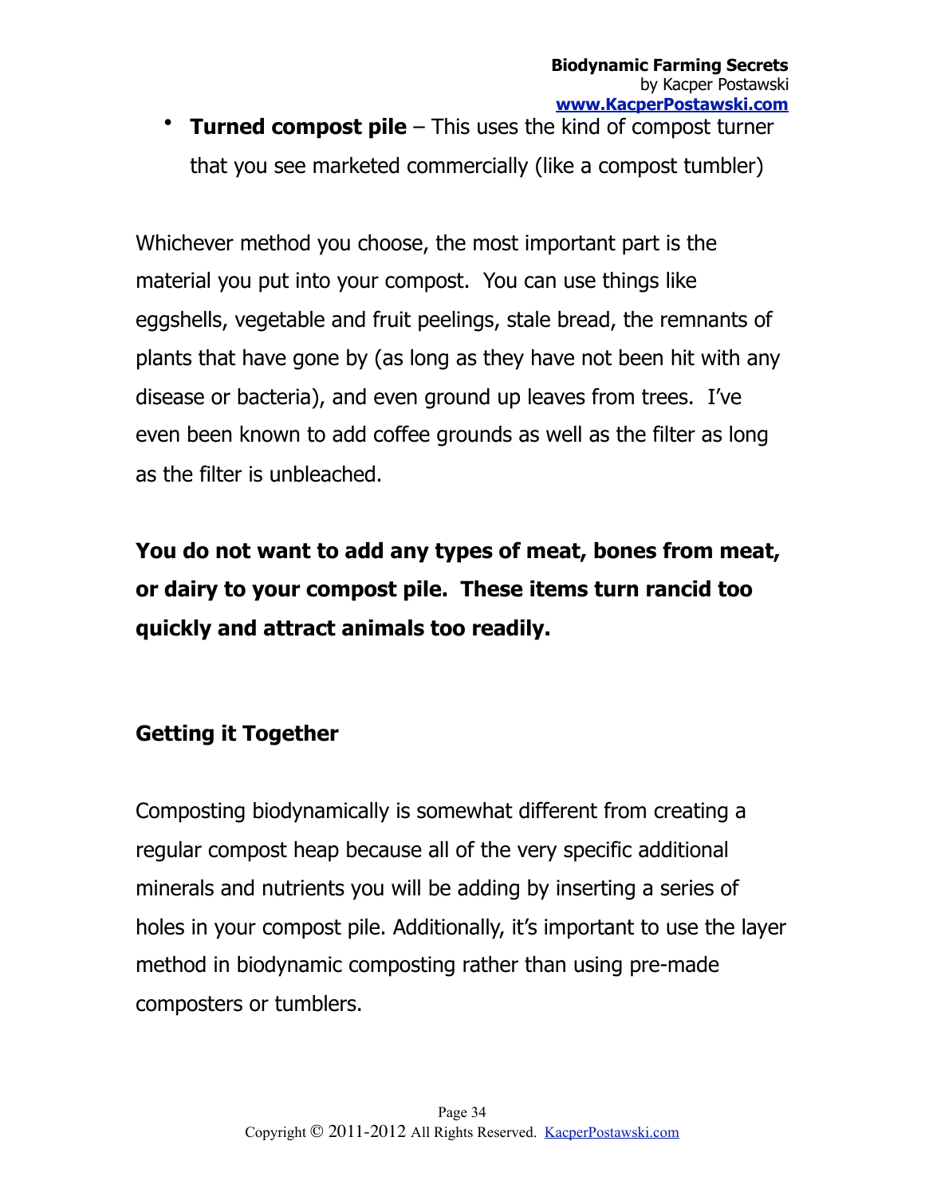- **Turned compost pile** – This uses the kind of compost turner that you see marketed commercially (like a compost tumbler)

Whichever method you choose, the most important part is the material you put into your compost. You can use things like eggshells, vegetable and fruit peelings, stale bread, the remnants of plants that have gone by (as long as they have not been hit with any disease or bacteria), and even ground up leaves from trees. I've even been known to add coffee grounds as well as the filter as long as the filter is unbleached.

**You do not want to add any types of meat, bones from meat, or dairy to your compost pile. These items turn rancid too quickly and attract animals too readily.**

### Getting it Together

Composting biodynamically is somewhat different from creating a regular compost heap because all of the very specific additional minerals and nutrients you will be adding by inserting a series of holes in your compost pile. Additionally, it's important to use the layer method in biodynamic composting rather than using pre-made composters or tumblers.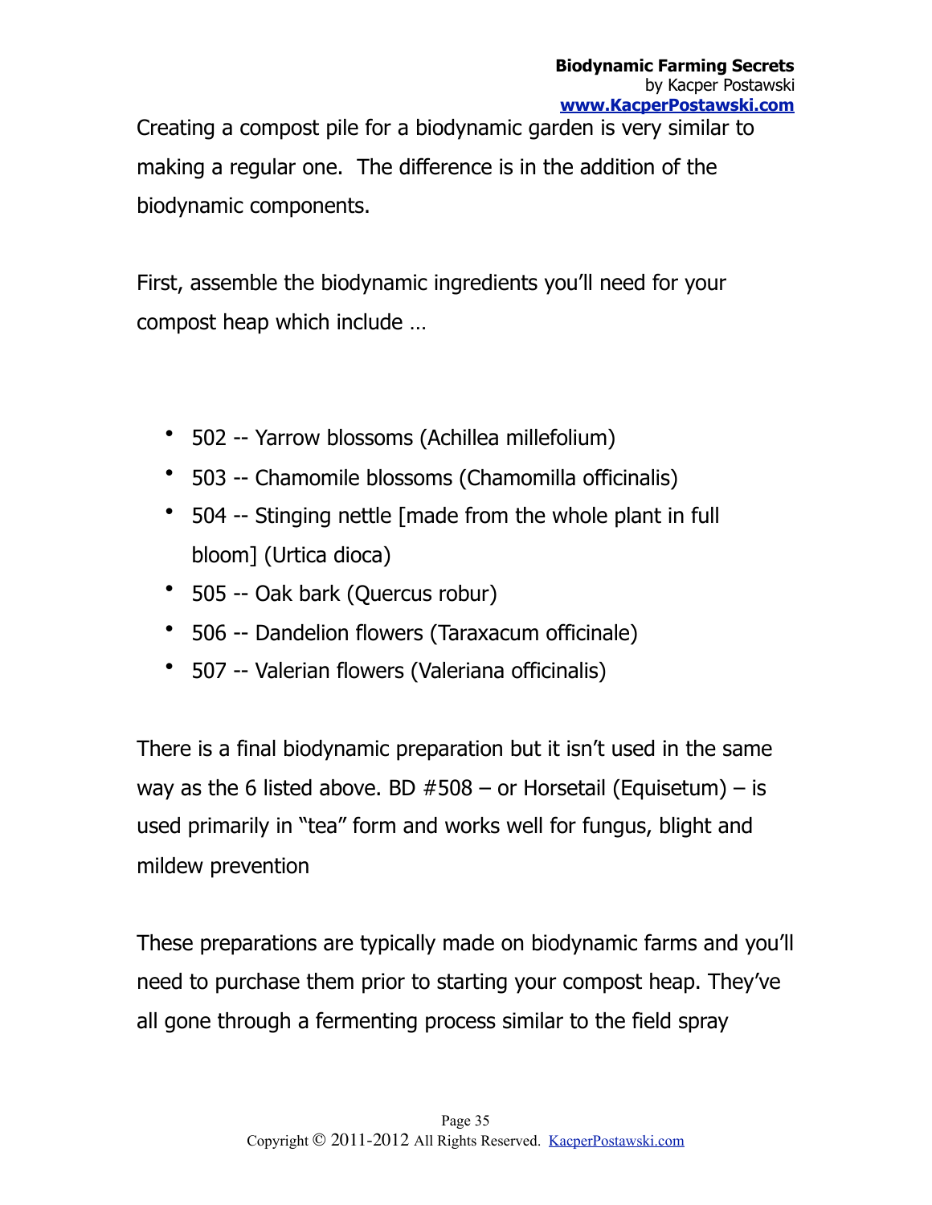Creating a compost pile for a biodynamic garden is very similar to making a regular one. The difference is in the addition of the biodynamic components.

First, assemble the biodynamic ingredients you'll need for your compost heap which include …

- 502 -- Yarrow blossoms (Achillea millefolium)
- 503 -- Chamomile blossoms (Chamomilla officinalis)
- 504 -- Stinging nettle [made from the whole plant in full bloom] (Urtica dioca)
- 505 -- Oak bark (Quercus robur)
- 506 -- Dandelion flowers (Taraxacum officinale)
- 507 -- Valerian flowers (Valeriana officinalis)

There is a final biodynamic preparation but it isn't used in the same way as the 6 listed above. BD #508 – or Horsetail (Equisetum) – is used primarily in "tea" form and works well for fungus, blight and mildew prevention

These preparations are typically made on biodynamic farms and you'll need to purchase them prior to starting your compost heap. They've all gone through a fermenting process similar to the field spray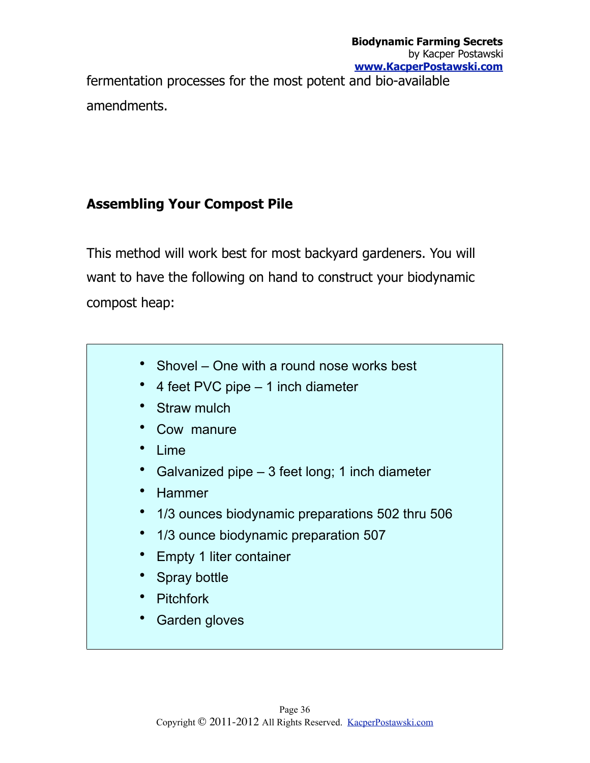fermentation processes for the most potent and bio-available amendments.

## Assembling Your Compost Pile

This method will work best for most backyard gardeners. You will want to have the following on hand to construct your biodynamic compost heap:

- Shovel – One with a round nose works best
- 4 feet PVC pipe – 1 inch diameter
- Straw mulch
- Cow manure
- Lime
- Galvanized pipe – 3 feet long; 1 inch diameter
- Hammer
- 1/3 ounces biodynamic preparations 502 thru 506
- 1/3 ounce biodynamic preparation 507
- Empty 1 liter container
- Spray bottle
- Pitchfork
- Garden gloves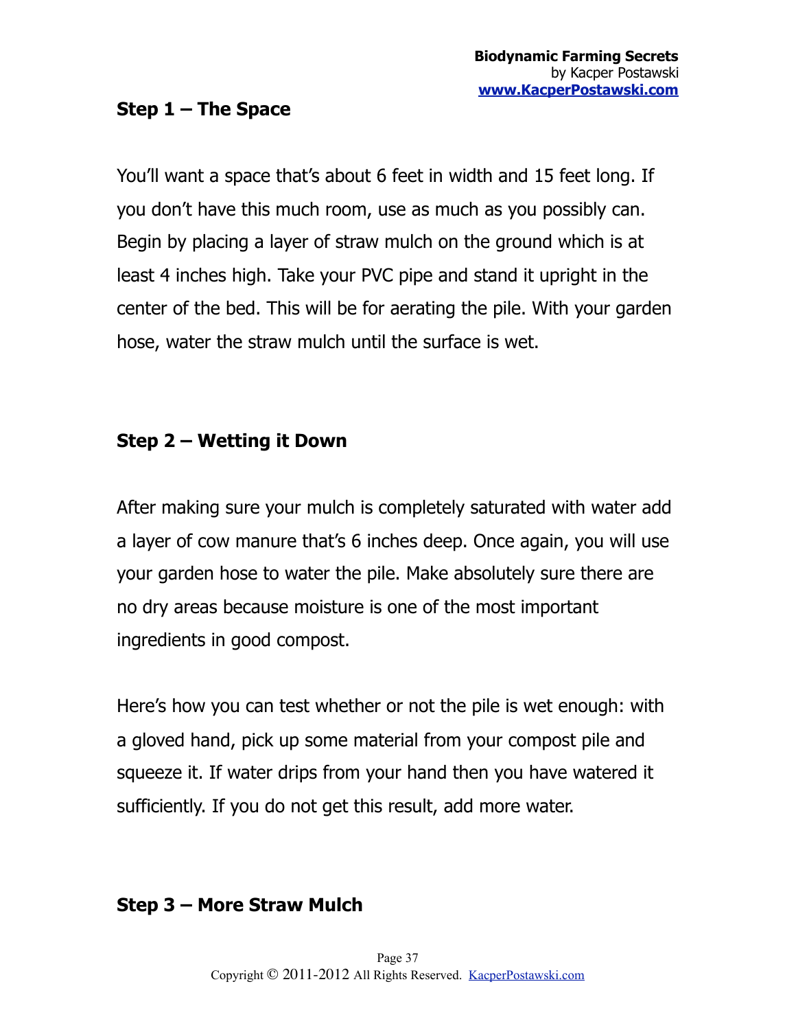### Step 1 – The Space

You'll want a space that's about 6 feet in width and 15 feet long. If you don't have this much room, use as much as you possibly can. Begin by placing a layer of straw mulch on the ground which is at least 4 inches high. Take your PVC pipe and stand it upright in the center of the bed. This will be for aerating the pile. With your garden hose, water the straw mulch until the surface is wet.

### Step 2 – Wetting it Down

After making sure your mulch is completely saturated with water add a layer of cow manure that's 6 inches deep. Once again, you will use your garden hose to water the pile. Make absolutely sure there are no dry areas because moisture is one of the most important ingredients in good compost.

Here's how you can test whether or not the pile is wet enough: with a gloved hand, pick up some material from your compost pile and squeeze it. If water drips from your hand then you have watered it sufficiently. If you do not get this result, add more water.

### Step 3 – More Straw Mulch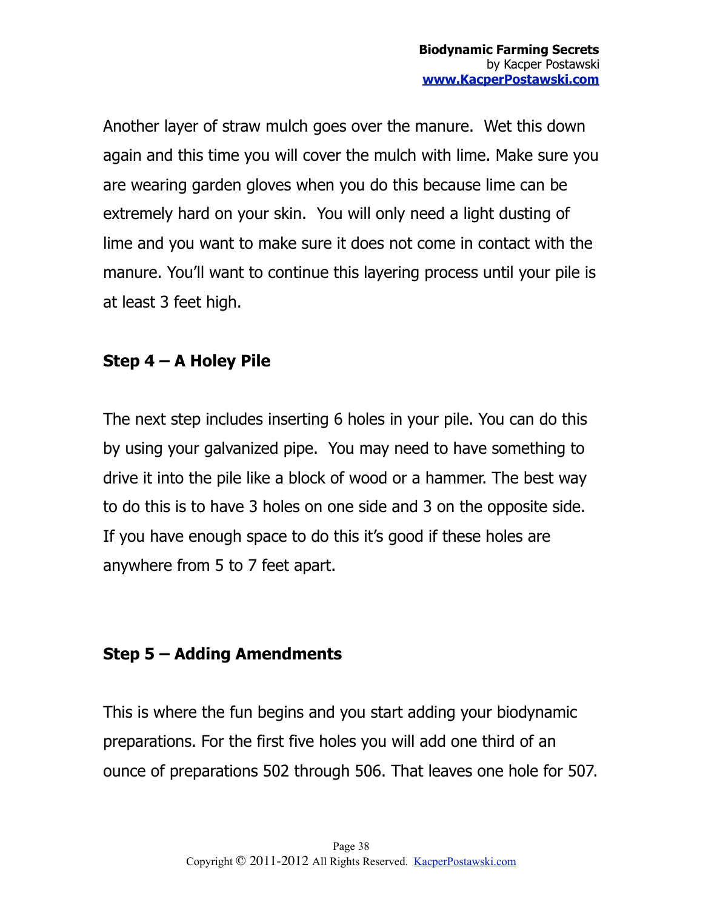Another layer of straw mulch goes over the manure.  Wet this down again and this time you will cover the mulch with lime. Make sure you are wearing garden gloves when you do this because lime can be extremely hard on your skin.  You will only need a light dusting of lime and you want to make sure it does not come in contact with the manure. You'll want to continue this layering process until your pile is at least 3 feet high.

### Step 4 – A Holey Pile

The next step includes inserting 6 holes in your pile. You can do this by using your galvanized pipe.  You may need to have something to drive it into the pile like a block of wood or a hammer. The best way to do this is to have 3 holes on one side and 3 on the opposite side. If you have enough space to do this it's good if these holes are anywhere from 5 to 7 feet apart.

### Step 5 – Adding Amendments

This is where the fun begins and you start adding your biodynamic preparations. For the first five holes you will add one third of an ounce of preparations 502 through 506. That leaves one hole for 507.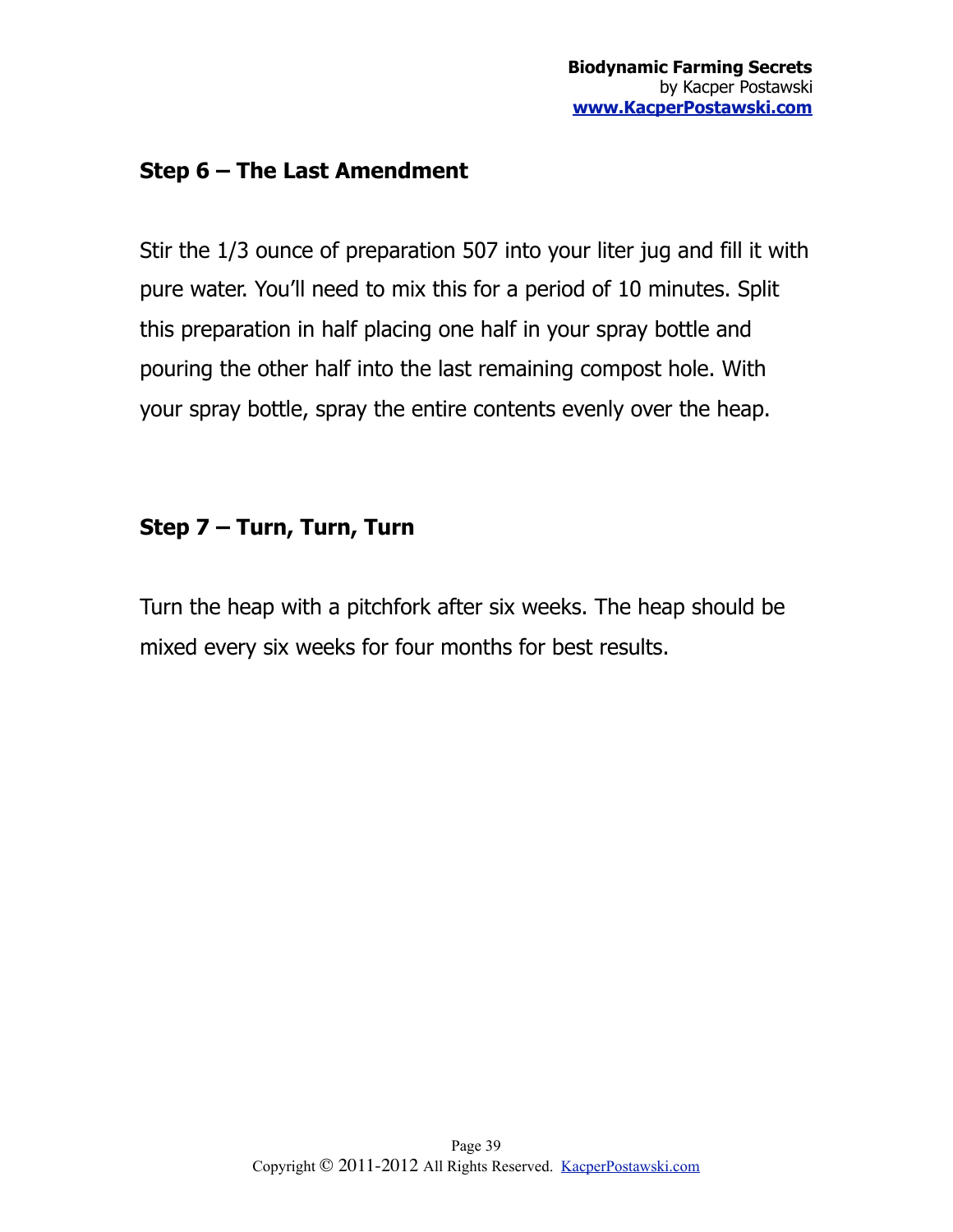## Step 6 – The Last Amendment

Stir the 1/3 ounce of preparation 507 into your liter jug and fill it with pure water. You'll need to mix this for a period of 10 minutes. Split this preparation in half placing one half in your spray bottle and pouring the other half into the last remaining compost hole. With your spray bottle, spray the entire contents evenly over the heap.

## Step 7 – Turn, Turn, Turn

Turn the heap with a pitchfork after six weeks. The heap should be mixed every six weeks for four months for best results.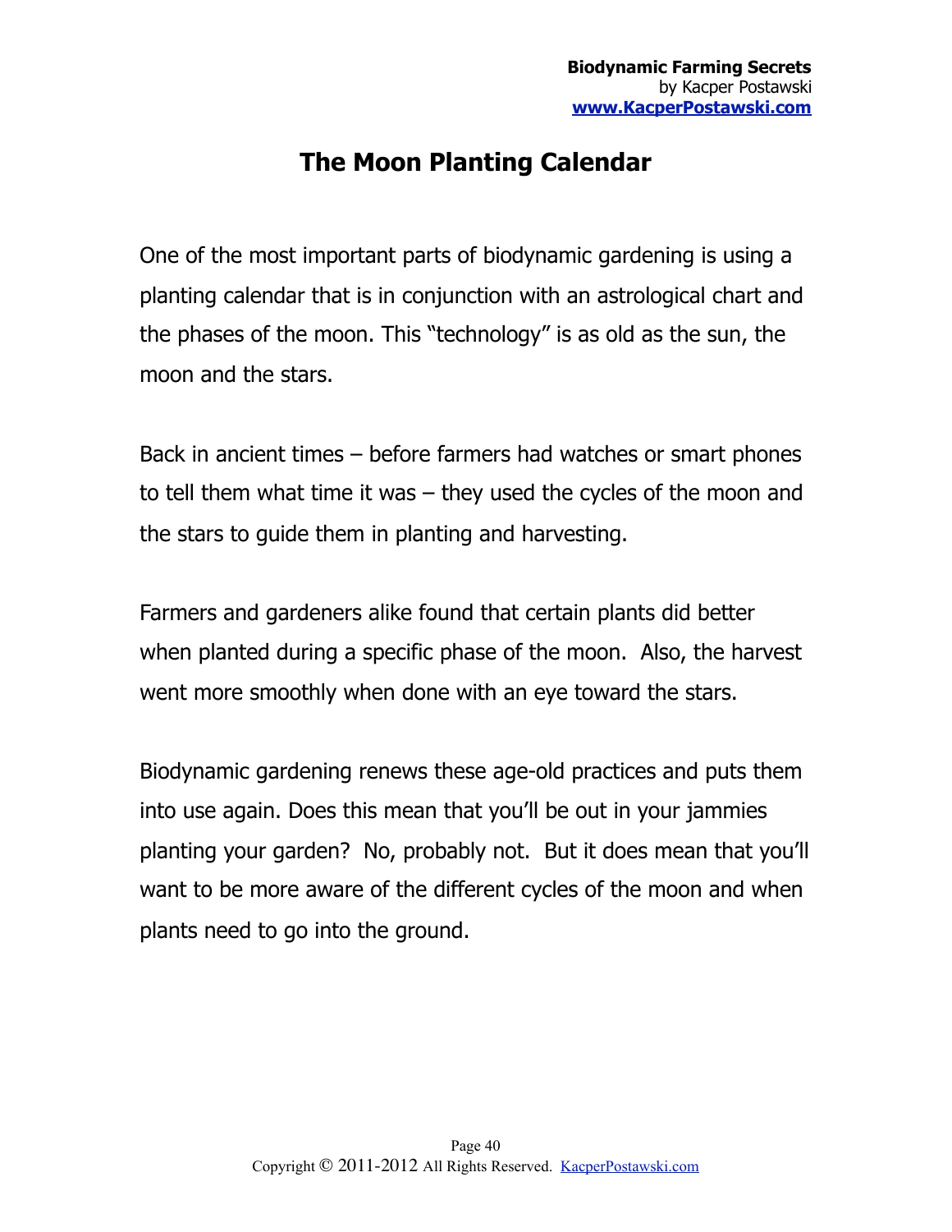# The Moon Planting Calendar

One of the most important parts of biodynamic gardening is using a planting calendar that is in conjunction with an astrological chart and the phases of the moon. This "technology" is as old as the sun, the moon and the stars.

Back in ancient times – before farmers had watches or smart phones to tell them what time it was – they used the cycles of the moon and the stars to guide them in planting and harvesting.

Farmers and gardeners alike found that certain plants did better when planted during a specific phase of the moon.  Also, the harvest went more smoothly when done with an eye toward the stars.

Biodynamic gardening renews these age-old practices and puts them into use again. Does this mean that you'll be out in your jammies planting your garden?  No, probably not.  But it does mean that you'll want to be more aware of the different cycles of the moon and when plants need to go into the ground.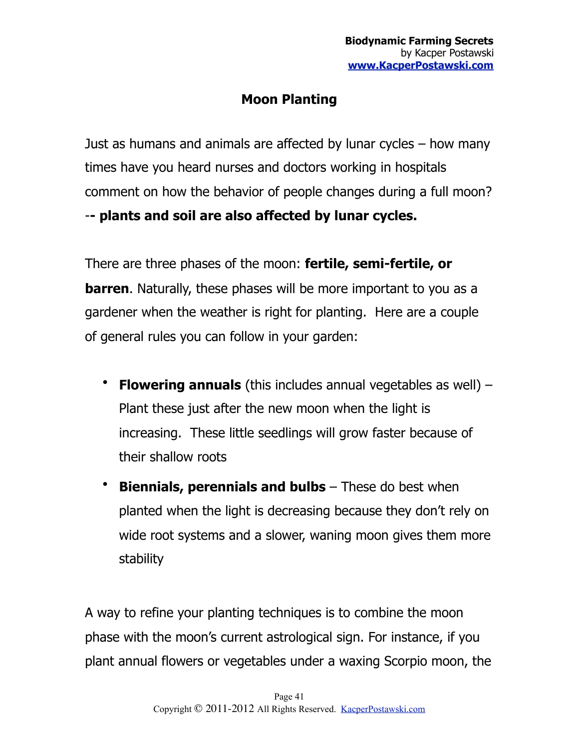# Moon Planting

Just as humans and animals are affected by lunar cycles – how many times have you heard nurses and doctors working in hospitals comment on how the behavior of people changes during a full moon? -**- plants and soil are also affected by lunar cycles.**

There are three phases of the moon: **fertile, semi-fertile, or barren**. Naturally, these phases will be more important to you as a gardener when the weather is right for planting. Here are a couple of general rules you can follow in your garden:

- **Flowering annuals** (this includes annual vegetables as well) – Plant these just after the new moon when the light is increasing. These little seedlings will grow faster because of their shallow roots
- **Biennials, perennials and bulbs** – These do best when planted when the light is decreasing because they don't rely on wide root systems and a slower, waning moon gives them more stability

A way to refine your planting techniques is to combine the moon phase with the moon's current astrological sign. For instance, if you plant annual flowers or vegetables under a waxing Scorpio moon, the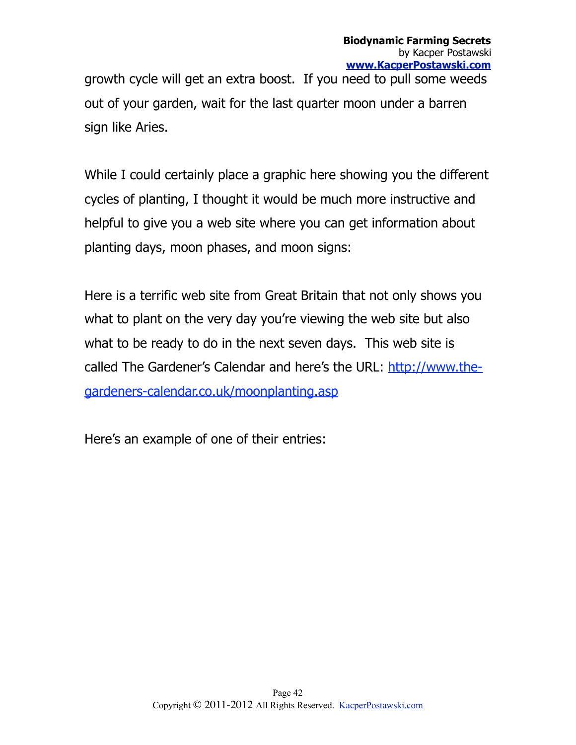growth cycle will get an extra boost. If you need to pull some weeds out of your garden, wait for the last quarter moon under a barren sign like Aries.

While I could certainly place a graphic here showing you the different cycles of planting, I thought it would be much more instructive and helpful to give you a web site where you can get information about planting days, moon phases, and moon signs:

Here is a terrific web site from Great Britain that not only shows you what to plant on the very day you're viewing the web site but also what to be ready to do in the next seven days. This web site is called The Gardener's Calendar and here's the URL: [http://www.the-gardeners-calendar.co.uk/moonplanting.asp](http://www.the-gardeners-calendar.co.uk/moonplanting.asp)

Here's an example of one of their entries: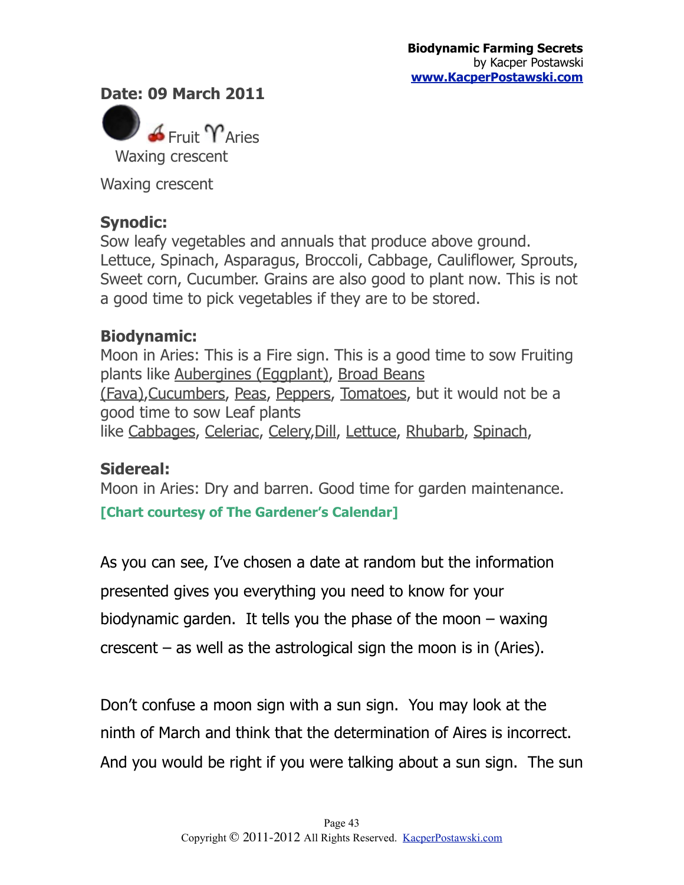**Date: 09 March 2011**

Fruit ♈Aries
Waxing crescent

Waxing crescent

**Synodic:**
Sow leafy vegetables and annuals that produce above ground. Lettuce, Spinach, Asparagus, Broccoli, Cabbage, Cauliflower, Sprouts, Sweet corn, Cucumber. Grains are also good to plant now. This is not a good time to pick vegetables if they are to be stored.

**Biodynamic:**
Moon in Aries: This is a Fire sign. This is a good time to sow Fruiting plants like Aubergines (Eggplant), Broad Beans (Fava),Cucumbers, Peas, Peppers, Tomatoes, but it would not be a good time to sow Leaf plants like Cabbages, Celeriac, Celery,Dill, Lettuce, Rhubarb, Spinach,

**Sidereal:**
Moon in Aries: Dry and barren. Good time for garden maintenance.

**[Chart courtesy of The Gardener's Calendar]**

As you can see, I've chosen a date at random but the information presented gives you everything you need to know for your biodynamic garden. It tells you the phase of the moon – waxing crescent – as well as the astrological sign the moon is in (Aries).

Don't confuse a moon sign with a sun sign. You may look at the ninth of March and think that the determination of Aires is incorrect. And you would be right if you were talking about a sun sign. The sun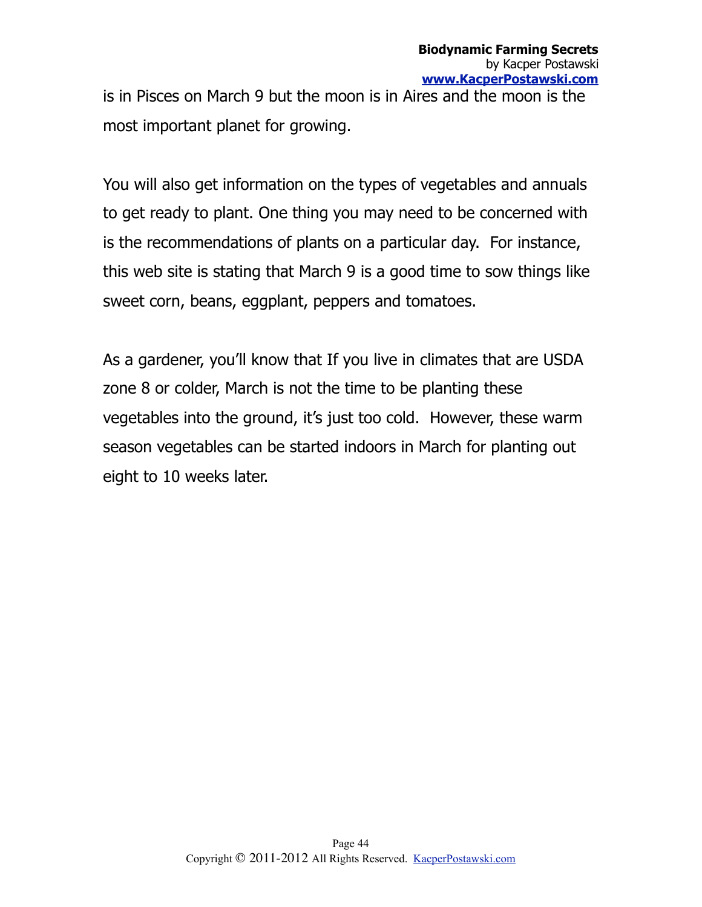is in Pisces on March 9 but the moon is in Aires and the moon is the most important planet for growing.

You will also get information on the types of vegetables and annuals to get ready to plant. One thing you may need to be concerned with is the recommendations of plants on a particular day. For instance, this web site is stating that March 9 is a good time to sow things like sweet corn, beans, eggplant, peppers and tomatoes.

As a gardener, you'll know that If you live in climates that are USDA zone 8 or colder, March is not the time to be planting these vegetables into the ground, it's just too cold. However, these warm season vegetables can be started indoors in March for planting out eight to 10 weeks later.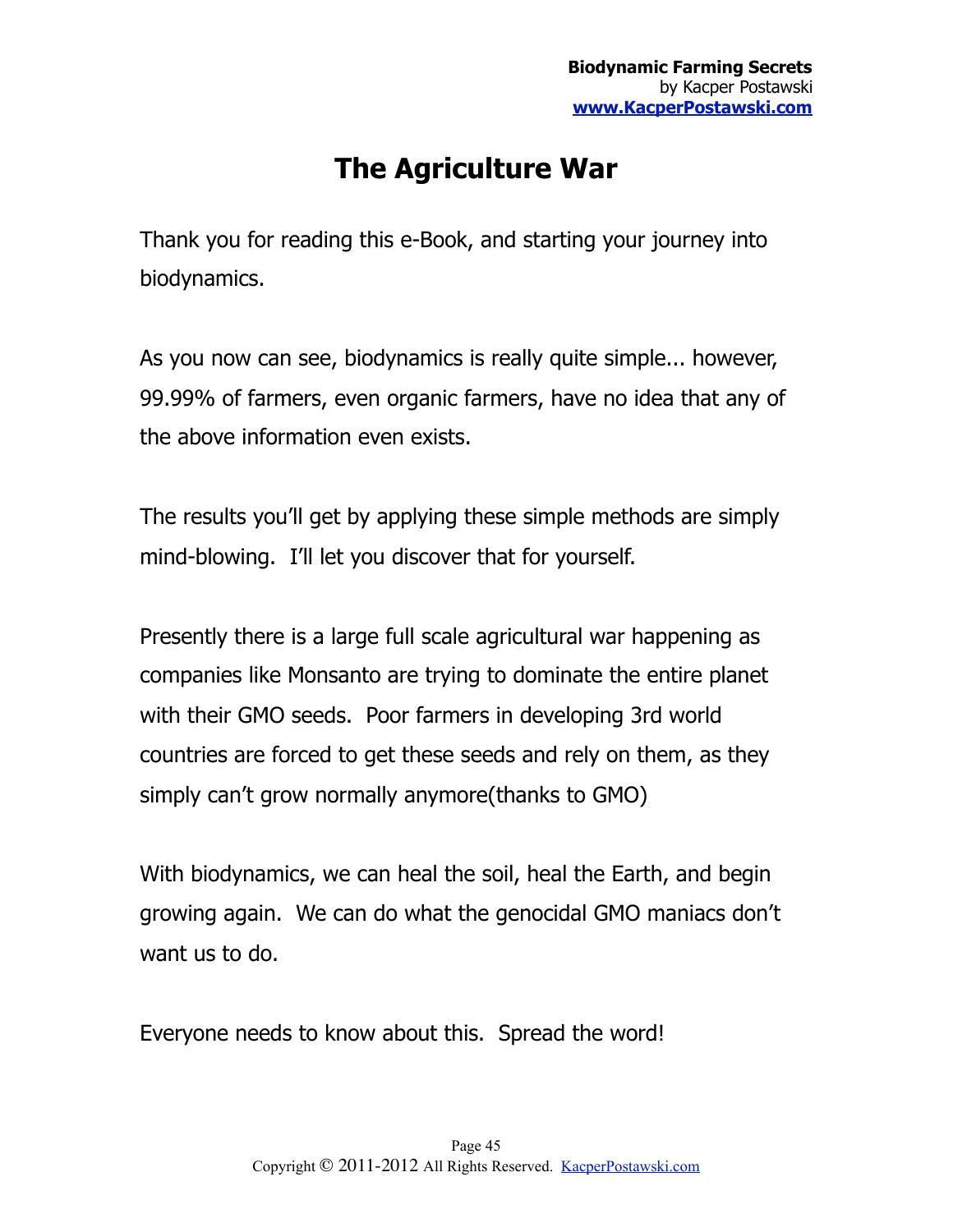# The Agriculture War

Thank you for reading this e-Book, and starting your journey into biodynamics.

As you now can see, biodynamics is really quite simple... however, 99.99% of farmers, even organic farmers, have no idea that any of the above information even exists.

The results you'll get by applying these simple methods are simply mind-blowing. I'll let you discover that for yourself.

Presently there is a large full scale agricultural war happening as companies like Monsanto are trying to dominate the entire planet with their GMO seeds. Poor farmers in developing 3rd world countries are forced to get these seeds and rely on them, as they simply can't grow normally anymore(thanks to GMO)

With biodynamics, we can heal the soil, heal the Earth, and begin growing again. We can do what the genocidal GMO maniacs don't want us to do.

Everyone needs to know about this. Spread the word!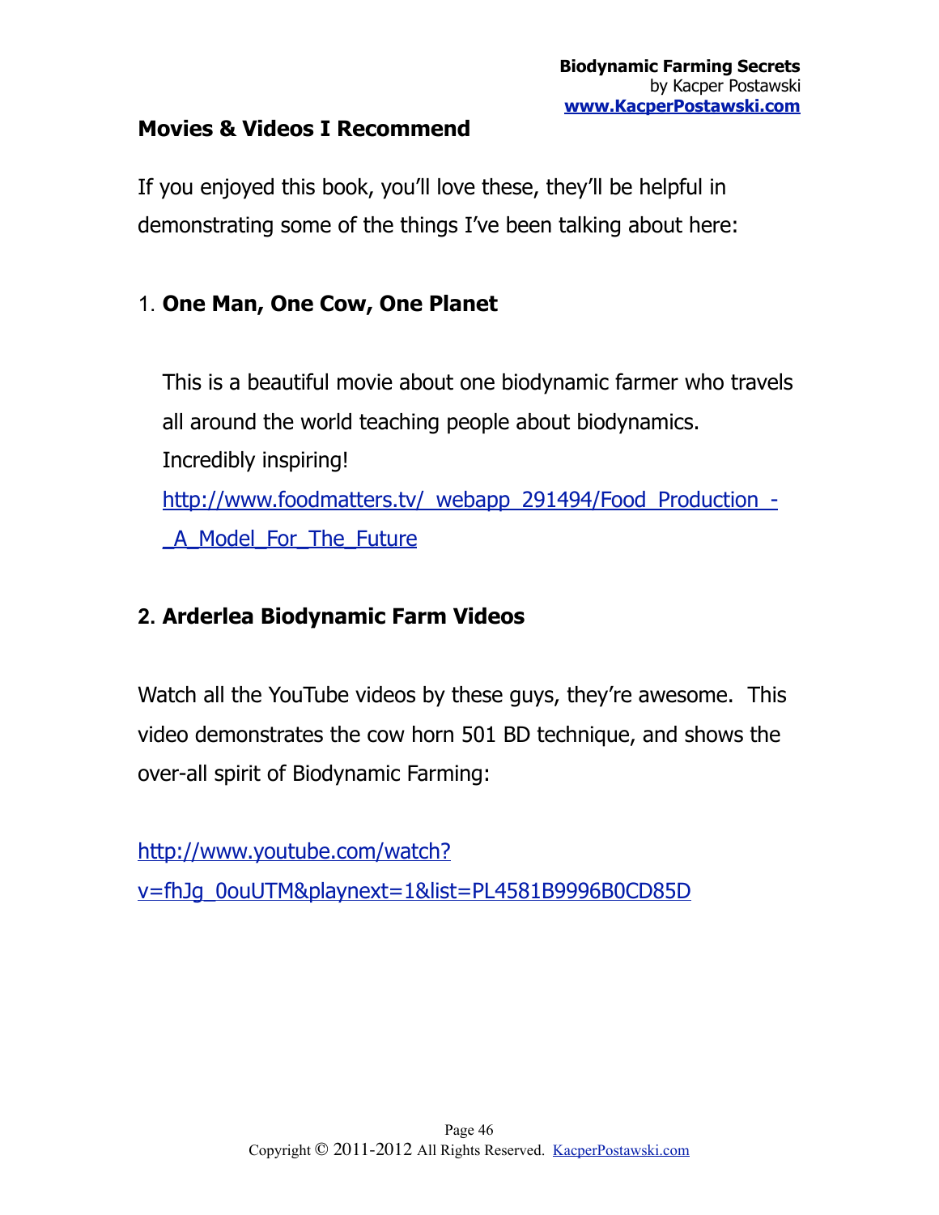## Movies & Videos I Recommend

If you enjoyed this book, you'll love these, they'll be helpful in demonstrating some of the things I've been talking about here:

1. **One Man, One Cow, One Planet**

   This is a beautiful movie about one biodynamic farmer who travels all around the world teaching people about biodynamics. Incredibly inspiring!
   http://www.foodmatters.tv/_webapp_291494/Food_Production_-_A_Model_For_The_Future

2. **Arderlea Biodynamic Farm Videos**

Watch all the YouTube videos by these guys, they're awesome. This video demonstrates the cow horn 501 BD technique, and shows the over-all spirit of Biodynamic Farming:

http://www.youtube.com/watch?v=fhJg_0ouUTM&playnext=1&list=PL4581B9996B0CD85D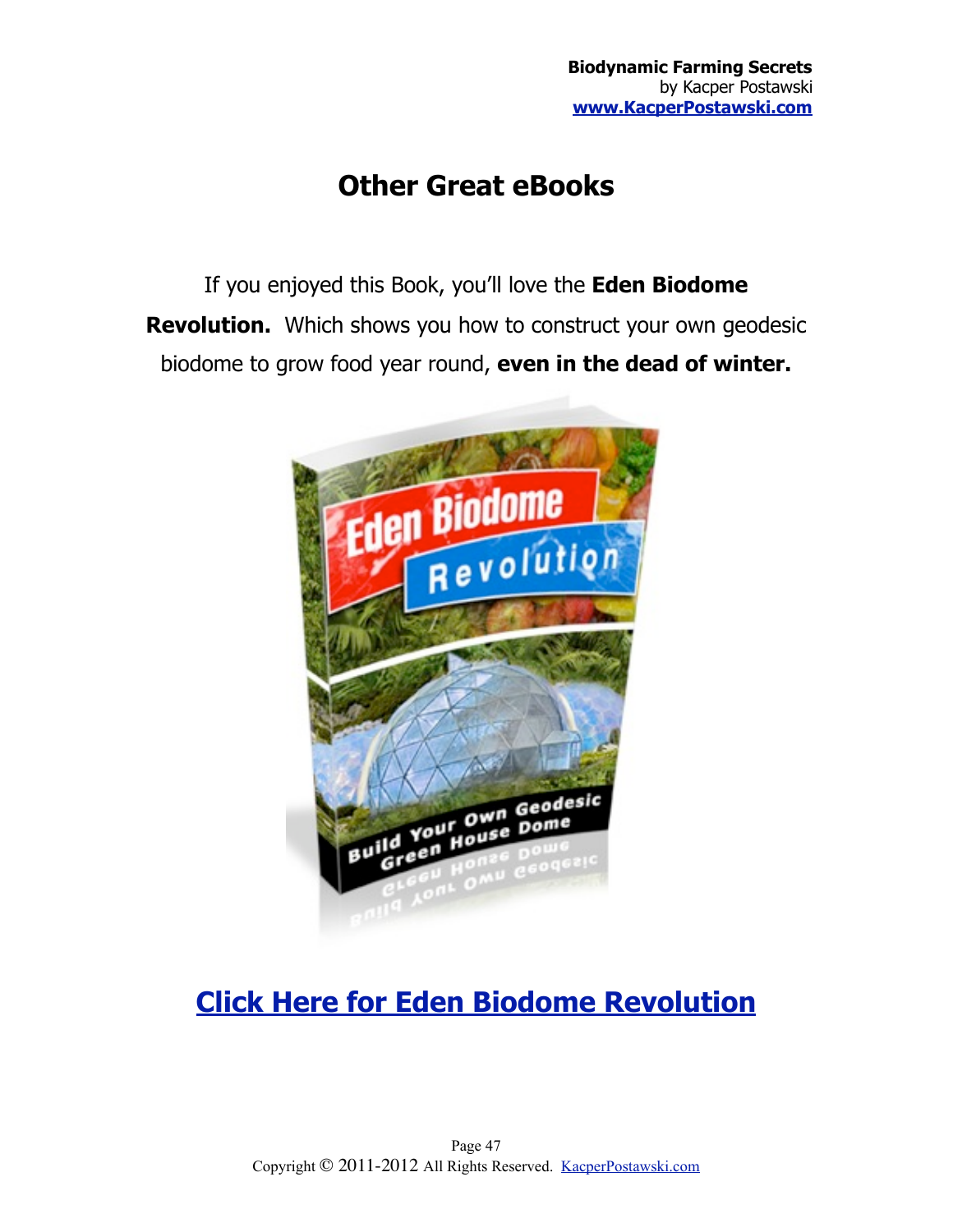# Other Great eBooks

If you enjoyed this Book, you'll love the **Eden Biodome Revolution.** Which shows you how to construct your own geodesic biodome to grow food year round, **even in the dead of winter.**

## [Click Here for Eden Biodome Revolution]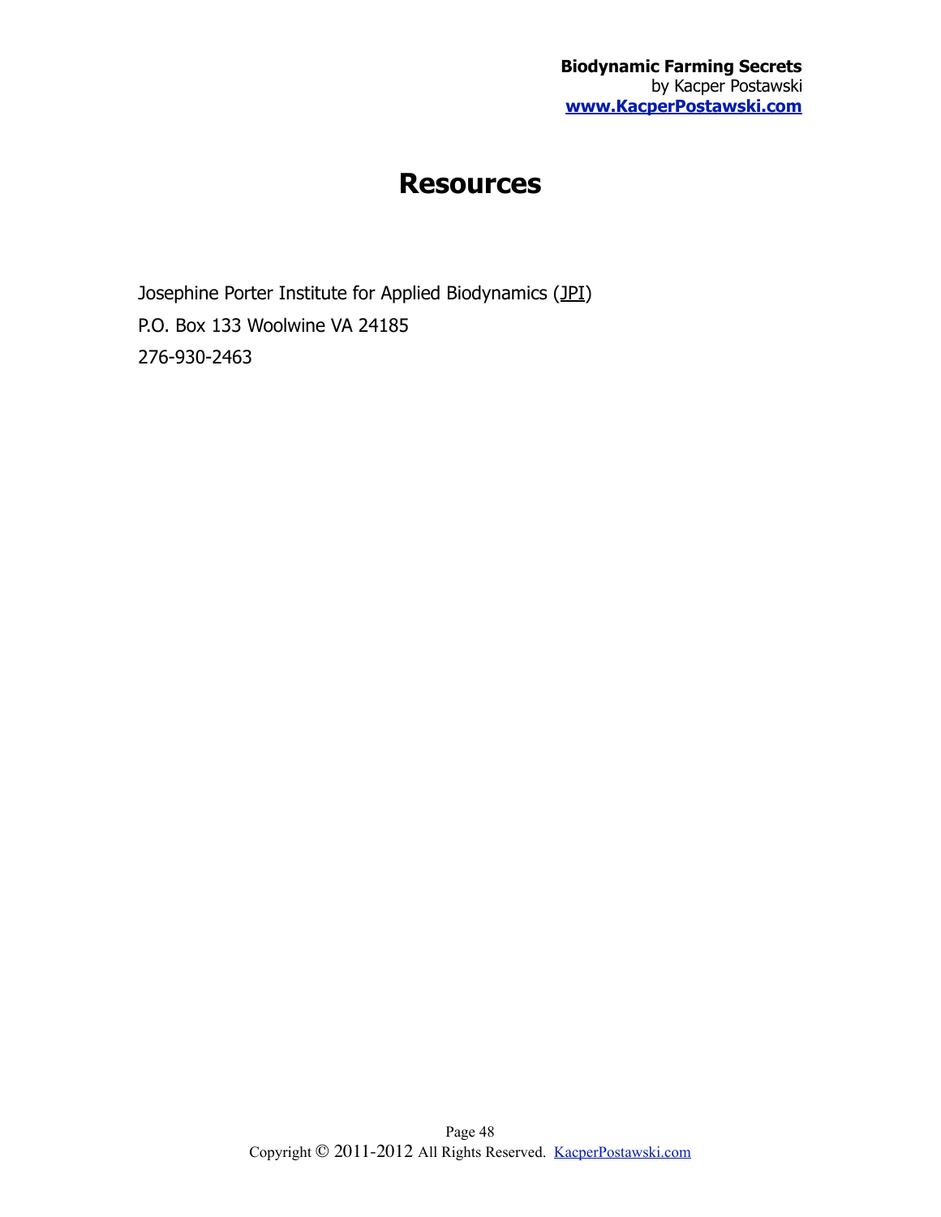# Resources

Josephine Porter Institute for Applied Biodynamics (JPI)

P.O. Box 133 Woolwine VA 24185

276-930-2463